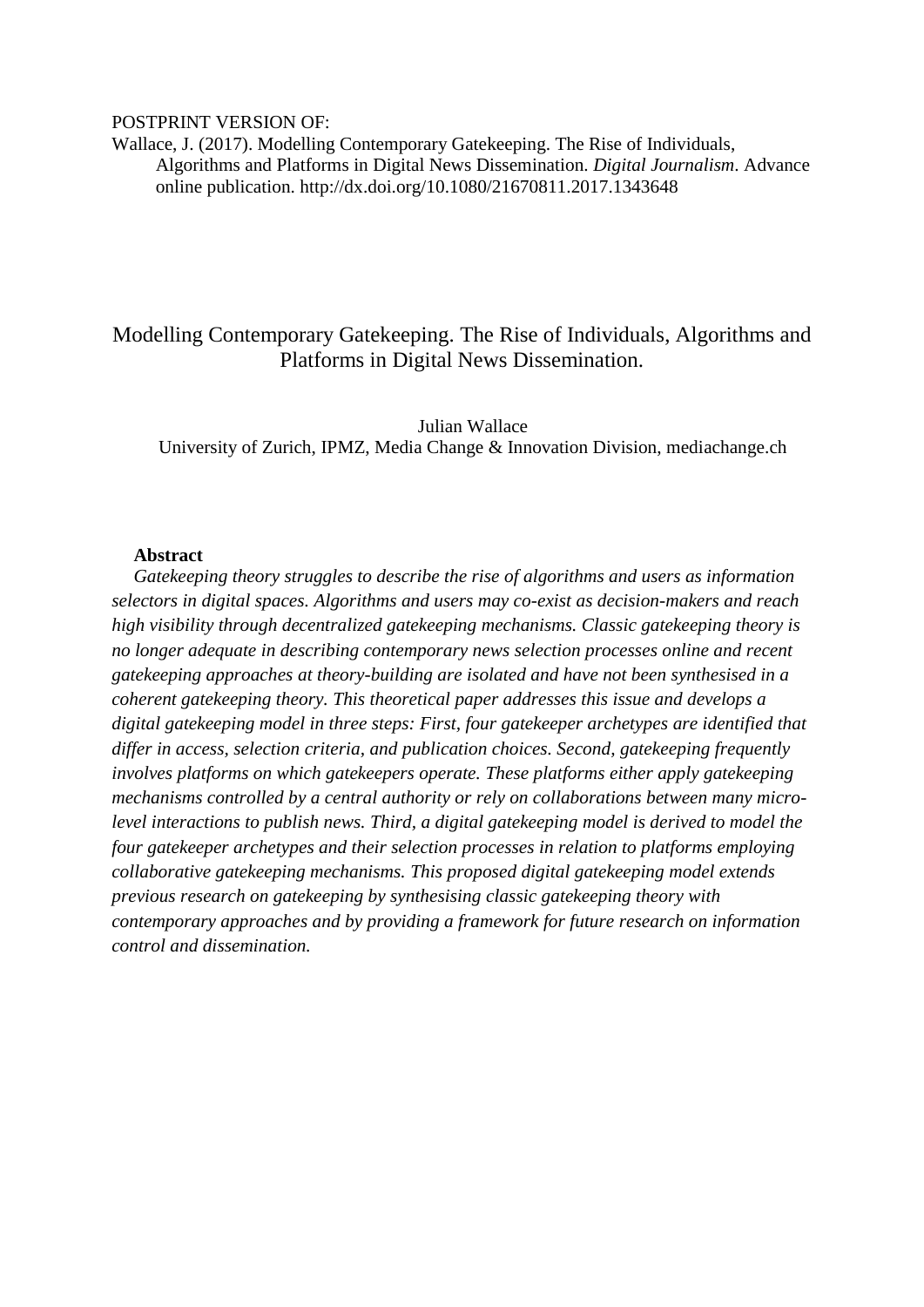POSTPRINT VERSION OF:

Wallace, J. (2017). Modelling Contemporary Gatekeeping. The Rise of Individuals, Algorithms and Platforms in Digital News Dissemination. *Digital Journalism*. Advance online publication. http://dx.doi.org/10.1080/21670811.2017.1343648

# Modelling Contemporary Gatekeeping. The Rise of Individuals, Algorithms and Platforms in Digital News Dissemination.

Julian Wallace

University of Zurich, IPMZ, Media Change & Innovation Division, mediachange.ch

**Abstract**

*Gatekeeping theory struggles to describe the rise of algorithms and users as information selectors in digital spaces. Algorithms and users may co-exist as decision-makers and reach high visibility through decentralized gatekeeping mechanisms. Classic gatekeeping theory is no longer adequate in describing contemporary news selection processes online and recent gatekeeping approaches at theory-building are isolated and have not been synthesised in a coherent gatekeeping theory. This theoretical paper addresses this issue and develops a digital gatekeeping model in three steps: First, four gatekeeper archetypes are identified that differ in access, selection criteria, and publication choices. Second, gatekeeping frequently involves platforms on which gatekeepers operate. These platforms either apply gatekeeping mechanisms controlled by a central authority or rely on collaborations between many micro-level interactions to publish news. Third, a digital gatekeeping model is derived to model the four gatekeeper archetypes and their selection processes in relation to platforms employing collaborative gatekeeping mechanisms. This proposed digital gatekeeping model extends previous research on gatekeeping by synthesising classic gatekeeping theory with contemporary approaches and by providing a framework for future research on information control and dissemination.*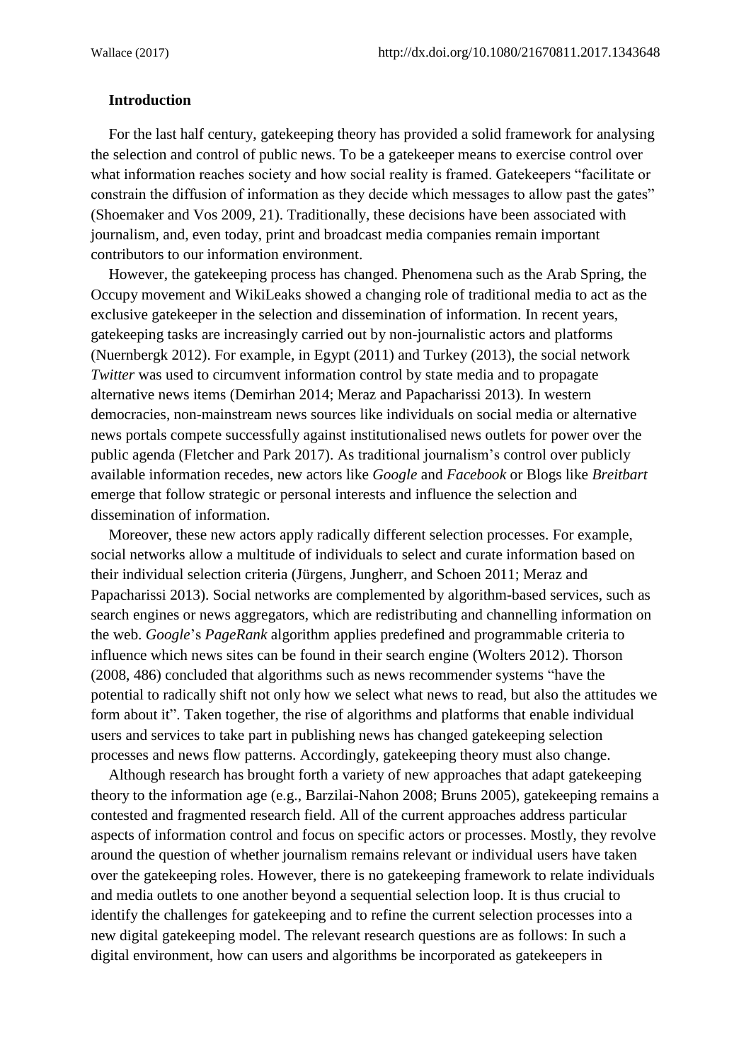## Introduction

For the last half century, gatekeeping theory has provided a solid framework for analysing the selection and control of public news. To be a gatekeeper means to exercise control over what information reaches society and how social reality is framed. Gatekeepers "facilitate or constrain the diffusion of information as they decide which messages to allow past the gates" (Shoemaker and Vos 2009, 21). Traditionally, these decisions have been associated with journalism, and, even today, print and broadcast media companies remain important contributors to our information environment.

However, the gatekeeping process has changed. Phenomena such as the Arab Spring, the Occupy movement and WikiLeaks showed a changing role of traditional media to act as the exclusive gatekeeper in the selection and dissemination of information. In recent years, gatekeeping tasks are increasingly carried out by non-journalistic actors and platforms (Nuernbergk 2012). For example, in Egypt (2011) and Turkey (2013), the social network *Twitter* was used to circumvent information control by state media and to propagate alternative news items (Demirhan 2014; Meraz and Papacharissi 2013). In western democracies, non-mainstream news sources like individuals on social media or alternative news portals compete successfully against institutionalised news outlets for power over the public agenda (Fletcher and Park 2017). As traditional journalism's control over publicly available information recedes, new actors like *Google* and *Facebook* or Blogs like *Breitbart* emerge that follow strategic or personal interests and influence the selection and dissemination of information.

Moreover, these new actors apply radically different selection processes. For example, social networks allow a multitude of individuals to select and curate information based on their individual selection criteria (Jürgens, Jungherr, and Schoen 2011; Meraz and Papacharissi 2013). Social networks are complemented by algorithm-based services, such as search engines or news aggregators, which are redistributing and channelling information on the web. *Google*'s *PageRank* algorithm applies predefined and programmable criteria to influence which news sites can be found in their search engine (Wolters 2012). Thorson (2008, 486) concluded that algorithms such as news recommender systems "have the potential to radically shift not only how we select what news to read, but also the attitudes we form about it". Taken together, the rise of algorithms and platforms that enable individual users and services to take part in publishing news has changed gatekeeping selection processes and news flow patterns. Accordingly, gatekeeping theory must also change.

Although research has brought forth a variety of new approaches that adapt gatekeeping theory to the information age (e.g., Barzilai-Nahon 2008; Bruns 2005), gatekeeping remains a contested and fragmented research field. All of the current approaches address particular aspects of information control and focus on specific actors or processes. Mostly, they revolve around the question of whether journalism remains relevant or individual users have taken over the gatekeeping roles. However, there is no gatekeeping framework to relate individuals and media outlets to one another beyond a sequential selection loop. It is thus crucial to identify the challenges for gatekeeping and to refine the current selection processes into a new digital gatekeeping model. The relevant research questions are as follows: In such a digital environment, how can users and algorithms be incorporated as gatekeepers in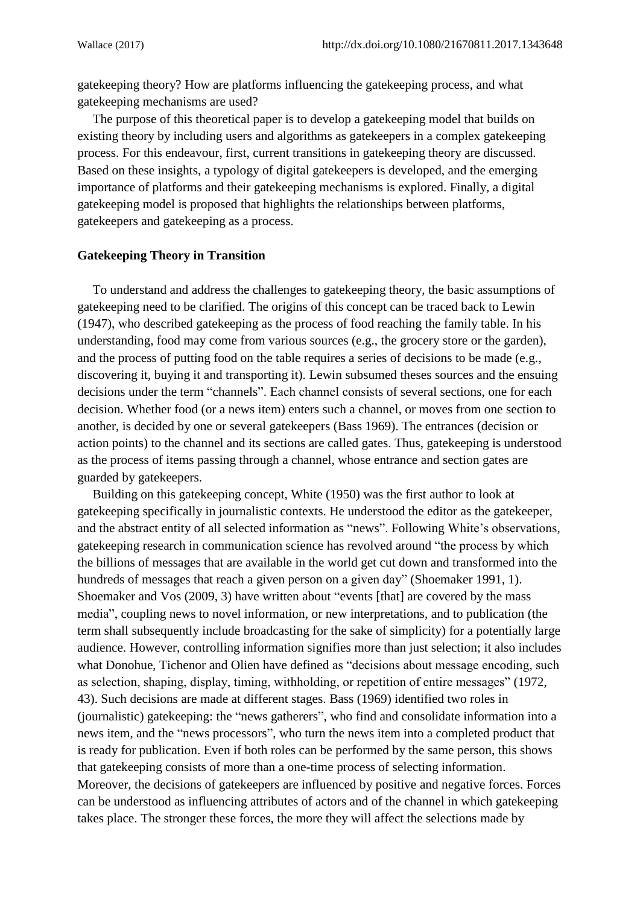gatekeeping theory? How are platforms influencing the gatekeeping process, and what gatekeeping mechanisms are used?

The purpose of this theoretical paper is to develop a gatekeeping model that builds on existing theory by including users and algorithms as gatekeepers in a complex gatekeeping process. For this endeavour, first, current transitions in gatekeeping theory are discussed. Based on these insights, a typology of digital gatekeepers is developed, and the emerging importance of platforms and their gatekeeping mechanisms is explored. Finally, a digital gatekeeping model is proposed that highlights the relationships between platforms, gatekeepers and gatekeeping as a process.

## Gatekeeping Theory in Transition

To understand and address the challenges to gatekeeping theory, the basic assumptions of gatekeeping need to be clarified. The origins of this concept can be traced back to Lewin (1947), who described gatekeeping as the process of food reaching the family table. In his understanding, food may come from various sources (e.g., the grocery store or the garden), and the process of putting food on the table requires a series of decisions to be made (e.g., discovering it, buying it and transporting it). Lewin subsumed theses sources and the ensuing decisions under the term "channels". Each channel consists of several sections, one for each decision. Whether food (or a news item) enters such a channel, or moves from one section to another, is decided by one or several gatekeepers (Bass 1969). The entrances (decision or action points) to the channel and its sections are called gates. Thus, gatekeeping is understood as the process of items passing through a channel, whose entrance and section gates are guarded by gatekeepers.

Building on this gatekeeping concept, White (1950) was the first author to look at gatekeeping specifically in journalistic contexts. He understood the editor as the gatekeeper, and the abstract entity of all selected information as "news". Following White's observations, gatekeeping research in communication science has revolved around "the process by which the billions of messages that are available in the world get cut down and transformed into the hundreds of messages that reach a given person on a given day" (Shoemaker 1991, 1). Shoemaker and Vos (2009, 3) have written about "events [that] are covered by the mass media", coupling news to novel information, or new interpretations, and to publication (the term shall subsequently include broadcasting for the sake of simplicity) for a potentially large audience. However, controlling information signifies more than just selection; it also includes what Donohue, Tichenor and Olien have defined as "decisions about message encoding, such as selection, shaping, display, timing, withholding, or repetition of entire messages" (1972, 43). Such decisions are made at different stages. Bass (1969) identified two roles in (journalistic) gatekeeping: the "news gatherers", who find and consolidate information into a news item, and the "news processors", who turn the news item into a completed product that is ready for publication. Even if both roles can be performed by the same person, this shows that gatekeeping consists of more than a one-time process of selecting information. Moreover, the decisions of gatekeepers are influenced by positive and negative forces. Forces can be understood as influencing attributes of actors and of the channel in which gatekeeping takes place. The stronger these forces, the more they will affect the selections made by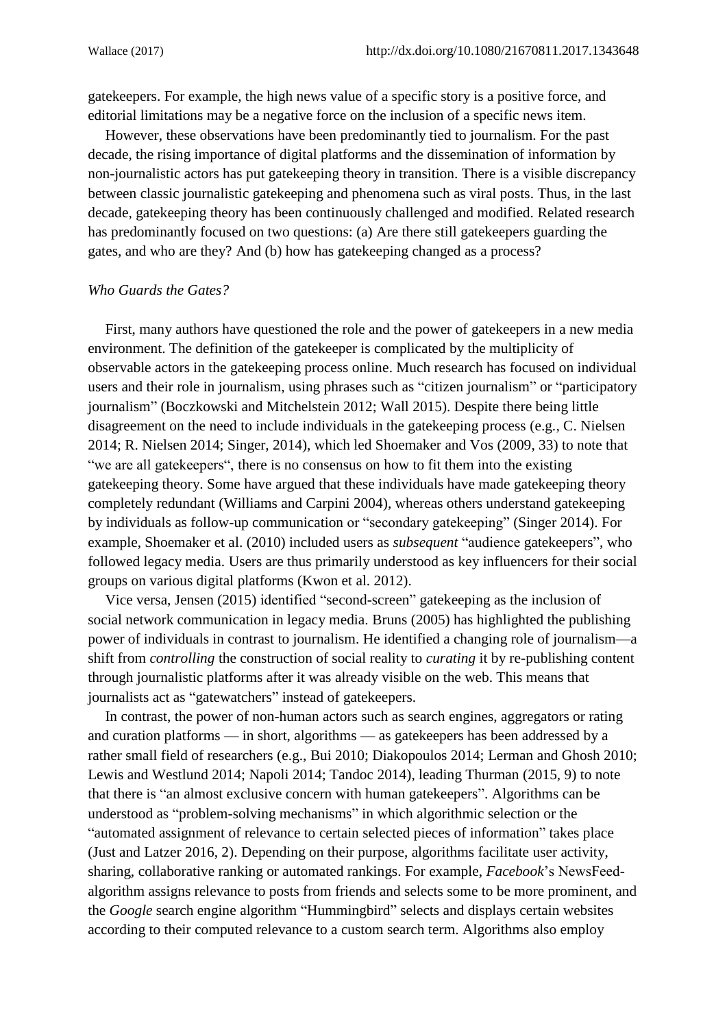gatekeepers. For example, the high news value of a specific story is a positive force, and editorial limitations may be a negative force on the inclusion of a specific news item.

However, these observations have been predominantly tied to journalism. For the past decade, the rising importance of digital platforms and the dissemination of information by non-journalistic actors has put gatekeeping theory in transition. There is a visible discrepancy between classic journalistic gatekeeping and phenomena such as viral posts. Thus, in the last decade, gatekeeping theory has been continuously challenged and modified. Related research has predominantly focused on two questions: (a) Are there still gatekeepers guarding the gates, and who are they? And (b) how has gatekeeping changed as a process?

### *Who Guards the Gates?*

First, many authors have questioned the role and the power of gatekeepers in a new media environment. The definition of the gatekeeper is complicated by the multiplicity of observable actors in the gatekeeping process online. Much research has focused on individual users and their role in journalism, using phrases such as "citizen journalism" or "participatory journalism" (Boczkowski and Mitchelstein 2012; Wall 2015). Despite there being little disagreement on the need to include individuals in the gatekeeping process (e.g., C. Nielsen 2014; R. Nielsen 2014; Singer, 2014), which led Shoemaker and Vos (2009, 33) to note that "we are all gatekeepers", there is no consensus on how to fit them into the existing gatekeeping theory. Some have argued that these individuals have made gatekeeping theory completely redundant (Williams and Carpini 2004), whereas others understand gatekeeping by individuals as follow-up communication or "secondary gatekeeping" (Singer 2014). For example, Shoemaker et al. (2010) included users as *subsequent* "audience gatekeepers", who followed legacy media. Users are thus primarily understood as key influencers for their social groups on various digital platforms (Kwon et al. 2012).

Vice versa, Jensen (2015) identified "second-screen" gatekeeping as the inclusion of social network communication in legacy media. Bruns (2005) has highlighted the publishing power of individuals in contrast to journalism. He identified a changing role of journalism—a shift from *controlling* the construction of social reality to *curating* it by re-publishing content through journalistic platforms after it was already visible on the web. This means that journalists act as "gatewatchers" instead of gatekeepers.

In contrast, the power of non-human actors such as search engines, aggregators or rating and curation platforms — in short, algorithms — as gatekeepers has been addressed by a rather small field of researchers (e.g., Bui 2010; Diakopoulos 2014; Lerman and Ghosh 2010; Lewis and Westlund 2014; Napoli 2014; Tandoc 2014), leading Thurman (2015, 9) to note that there is "an almost exclusive concern with human gatekeepers". Algorithms can be understood as "problem-solving mechanisms" in which algorithmic selection or the "automated assignment of relevance to certain selected pieces of information" takes place (Just and Latzer 2016, 2). Depending on their purpose, algorithms facilitate user activity, sharing, collaborative ranking or automated rankings. For example, *Facebook*'s NewsFeed-algorithm assigns relevance to posts from friends and selects some to be more prominent, and the *Google* search engine algorithm "Hummingbird" selects and displays certain websites according to their computed relevance to a custom search term. Algorithms also employ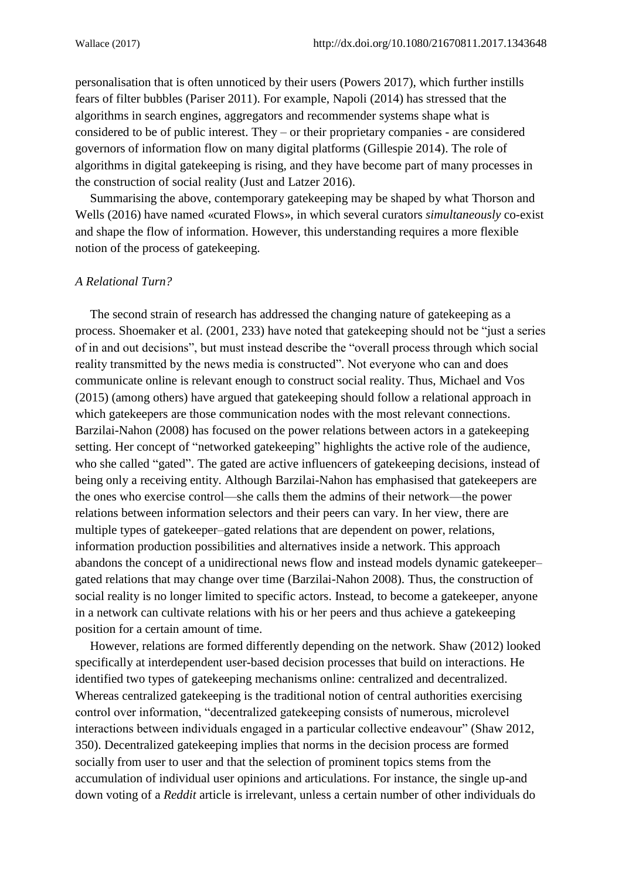personalisation that is often unnoticed by their users (Powers 2017), which further instills fears of filter bubbles (Pariser 2011). For example, Napoli (2014) has stressed that the algorithms in search engines, aggregators and recommender systems shape what is considered to be of public interest. They – or their proprietary companies - are considered governors of information flow on many digital platforms (Gillespie 2014). The role of algorithms in digital gatekeeping is rising, and they have become part of many processes in the construction of social reality (Just and Latzer 2016).

Summarising the above, contemporary gatekeeping may be shaped by what Thorson and Wells (2016) have named «curated Flows», in which several curators *simultaneously* co-exist and shape the flow of information. However, this understanding requires a more flexible notion of the process of gatekeeping.

### *A Relational Turn?*

The second strain of research has addressed the changing nature of gatekeeping as a process. Shoemaker et al. (2001, 233) have noted that gatekeeping should not be "just a series of in and out decisions", but must instead describe the "overall process through which social reality transmitted by the news media is constructed". Not everyone who can and does communicate online is relevant enough to construct social reality. Thus, Michael and Vos (2015) (among others) have argued that gatekeeping should follow a relational approach in which gatekeepers are those communication nodes with the most relevant connections. Barzilai-Nahon (2008) has focused on the power relations between actors in a gatekeeping setting. Her concept of "networked gatekeeping" highlights the active role of the audience, who she called "gated". The gated are active influencers of gatekeeping decisions, instead of being only a receiving entity. Although Barzilai-Nahon has emphasised that gatekeepers are the ones who exercise control—she calls them the admins of their network—the power relations between information selectors and their peers can vary. In her view, there are multiple types of gatekeeper–gated relations that are dependent on power, relations, information production possibilities and alternatives inside a network. This approach abandons the concept of a unidirectional news flow and instead models dynamic gatekeeper–gated relations that may change over time (Barzilai-Nahon 2008). Thus, the construction of social reality is no longer limited to specific actors. Instead, to become a gatekeeper, anyone in a network can cultivate relations with his or her peers and thus achieve a gatekeeping position for a certain amount of time.

However, relations are formed differently depending on the network. Shaw (2012) looked specifically at interdependent user-based decision processes that build on interactions. He identified two types of gatekeeping mechanisms online: centralized and decentralized. Whereas centralized gatekeeping is the traditional notion of central authorities exercising control over information, "decentralized gatekeeping consists of numerous, microlevel interactions between individuals engaged in a particular collective endeavour" (Shaw 2012, 350). Decentralized gatekeeping implies that norms in the decision process are formed socially from user to user and that the selection of prominent topics stems from the accumulation of individual user opinions and articulations. For instance, the single up-and down voting of a *Reddit* article is irrelevant, unless a certain number of other individuals do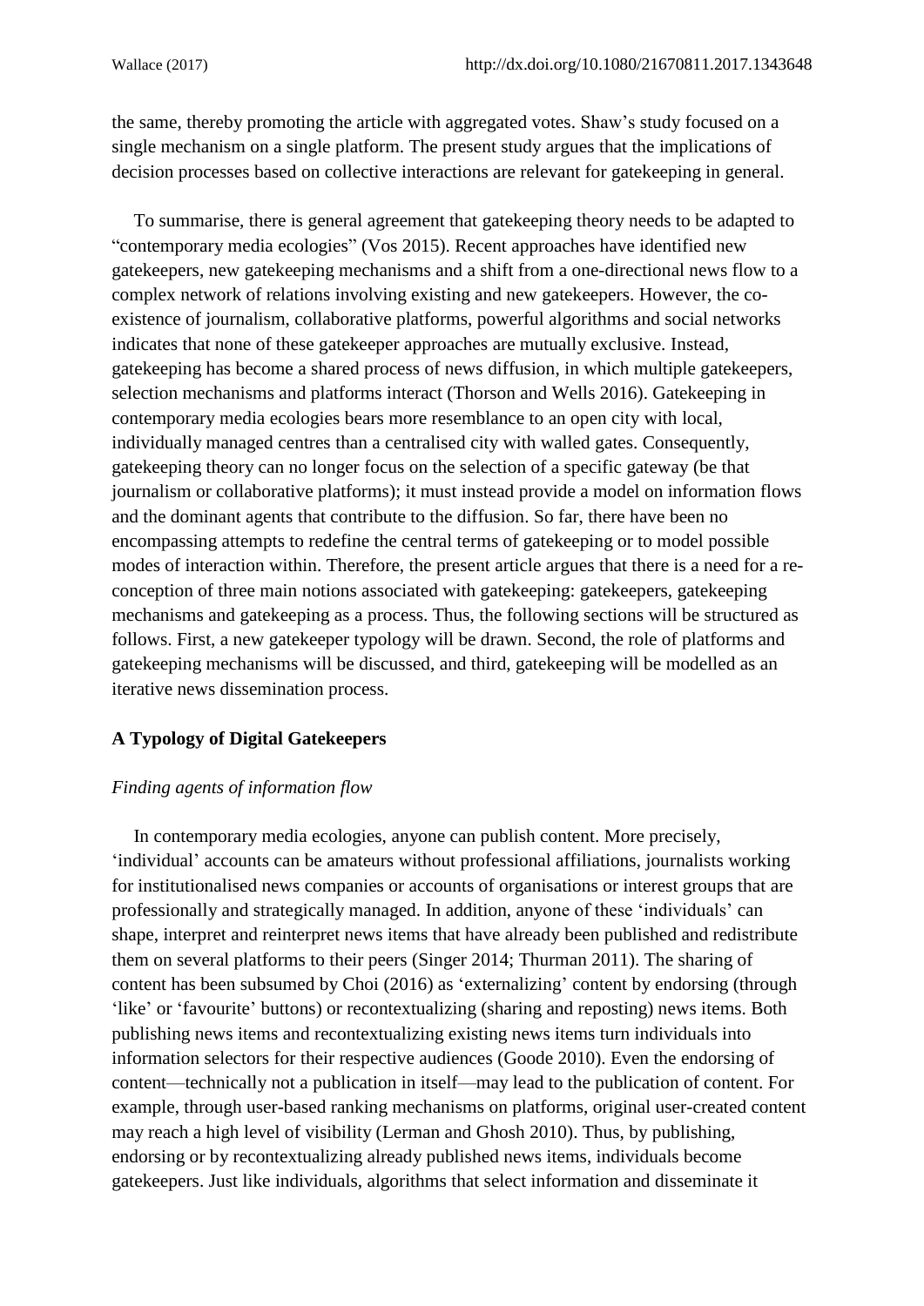the same, thereby promoting the article with aggregated votes. Shaw's study focused on a single mechanism on a single platform. The present study argues that the implications of decision processes based on collective interactions are relevant for gatekeeping in general.

To summarise, there is general agreement that gatekeeping theory needs to be adapted to "contemporary media ecologies" (Vos 2015). Recent approaches have identified new gatekeepers, new gatekeeping mechanisms and a shift from a one-directional news flow to a complex network of relations involving existing and new gatekeepers. However, the co-existence of journalism, collaborative platforms, powerful algorithms and social networks indicates that none of these gatekeeper approaches are mutually exclusive. Instead, gatekeeping has become a shared process of news diffusion, in which multiple gatekeepers, selection mechanisms and platforms interact (Thorson and Wells 2016). Gatekeeping in contemporary media ecologies bears more resemblance to an open city with local, individually managed centres than a centralised city with walled gates. Consequently, gatekeeping theory can no longer focus on the selection of a specific gateway (be that journalism or collaborative platforms); it must instead provide a model on information flows and the dominant agents that contribute to the diffusion. So far, there have been no encompassing attempts to redefine the central terms of gatekeeping or to model possible modes of interaction within. Therefore, the present article argues that there is a need for a re-conception of three main notions associated with gatekeeping: gatekeepers, gatekeeping mechanisms and gatekeeping as a process. Thus, the following sections will be structured as follows. First, a new gatekeeper typology will be drawn. Second, the role of platforms and gatekeeping mechanisms will be discussed, and third, gatekeeping will be modelled as an iterative news dissemination process.

## A Typology of Digital Gatekeepers

### *Finding agents of information flow*

In contemporary media ecologies, anyone can publish content. More precisely, 'individual' accounts can be amateurs without professional affiliations, journalists working for institutionalised news companies or accounts of organisations or interest groups that are professionally and strategically managed. In addition, anyone of these 'individuals' can shape, interpret and reinterpret news items that have already been published and redistribute them on several platforms to their peers (Singer 2014; Thurman 2011). The sharing of content has been subsumed by Choi (2016) as 'externalizing' content by endorsing (through 'like' or 'favourite' buttons) or recontextualizing (sharing and reposting) news items. Both publishing news items and recontextualizing existing news items turn individuals into information selectors for their respective audiences (Goode 2010). Even the endorsing of content—technically not a publication in itself—may lead to the publication of content. For example, through user-based ranking mechanisms on platforms, original user-created content may reach a high level of visibility (Lerman and Ghosh 2010). Thus, by publishing, endorsing or by recontextualizing already published news items, individuals become gatekeepers. Just like individuals, algorithms that select information and disseminate it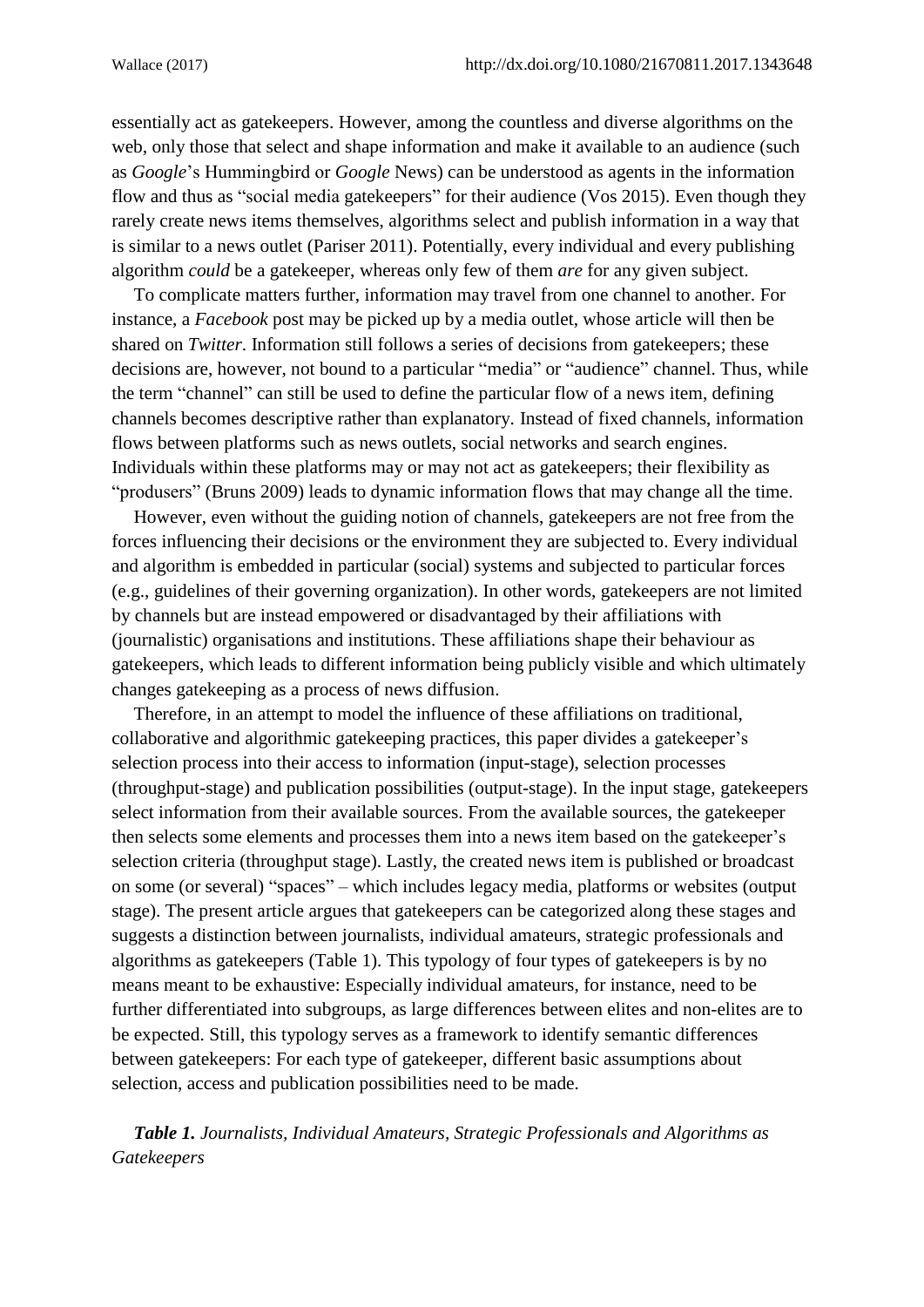essentially act as gatekeepers. However, among the countless and diverse algorithms on the web, only those that select and shape information and make it available to an audience (such as *Google*'s Hummingbird or *Google* News) can be understood as agents in the information flow and thus as "social media gatekeepers" for their audience (Vos 2015). Even though they rarely create news items themselves, algorithms select and publish information in a way that is similar to a news outlet (Pariser 2011). Potentially, every individual and every publishing algorithm *could* be a gatekeeper, whereas only few of them *are* for any given subject.

To complicate matters further, information may travel from one channel to another. For instance, a *Facebook* post may be picked up by a media outlet, whose article will then be shared on *Twitter*. Information still follows a series of decisions from gatekeepers; these decisions are, however, not bound to a particular "media" or "audience" channel. Thus, while the term "channel" can still be used to define the particular flow of a news item, defining channels becomes descriptive rather than explanatory. Instead of fixed channels, information flows between platforms such as news outlets, social networks and search engines. Individuals within these platforms may or may not act as gatekeepers; their flexibility as "produsers" (Bruns 2009) leads to dynamic information flows that may change all the time.

However, even without the guiding notion of channels, gatekeepers are not free from the forces influencing their decisions or the environment they are subjected to. Every individual and algorithm is embedded in particular (social) systems and subjected to particular forces (e.g., guidelines of their governing organization). In other words, gatekeepers are not limited by channels but are instead empowered or disadvantaged by their affiliations with (journalistic) organisations and institutions. These affiliations shape their behaviour as gatekeepers, which leads to different information being publicly visible and which ultimately changes gatekeeping as a process of news diffusion.

Therefore, in an attempt to model the influence of these affiliations on traditional, collaborative and algorithmic gatekeeping practices, this paper divides a gatekeeper's selection process into their access to information (input-stage), selection processes (throughput-stage) and publication possibilities (output-stage). In the input stage, gatekeepers select information from their available sources. From the available sources, the gatekeeper then selects some elements and processes them into a news item based on the gatekeeper's selection criteria (throughput stage). Lastly, the created news item is published or broadcast on some (or several) "spaces" – which includes legacy media, platforms or websites (output stage). The present article argues that gatekeepers can be categorized along these stages and suggests a distinction between journalists, individual amateurs, strategic professionals and algorithms as gatekeepers (Table 1). This typology of four types of gatekeepers is by no means meant to be exhaustive: Especially individual amateurs, for instance, need to be further differentiated into subgroups, as large differences between elites and non-elites are to be expected. Still, this typology serves as a framework to identify semantic differences between gatekeepers: For each type of gatekeeper, different basic assumptions about selection, access and publication possibilities need to be made.

***Table 1.*** *Journalists, Individual Amateurs, Strategic Professionals and Algorithms as Gatekeepers*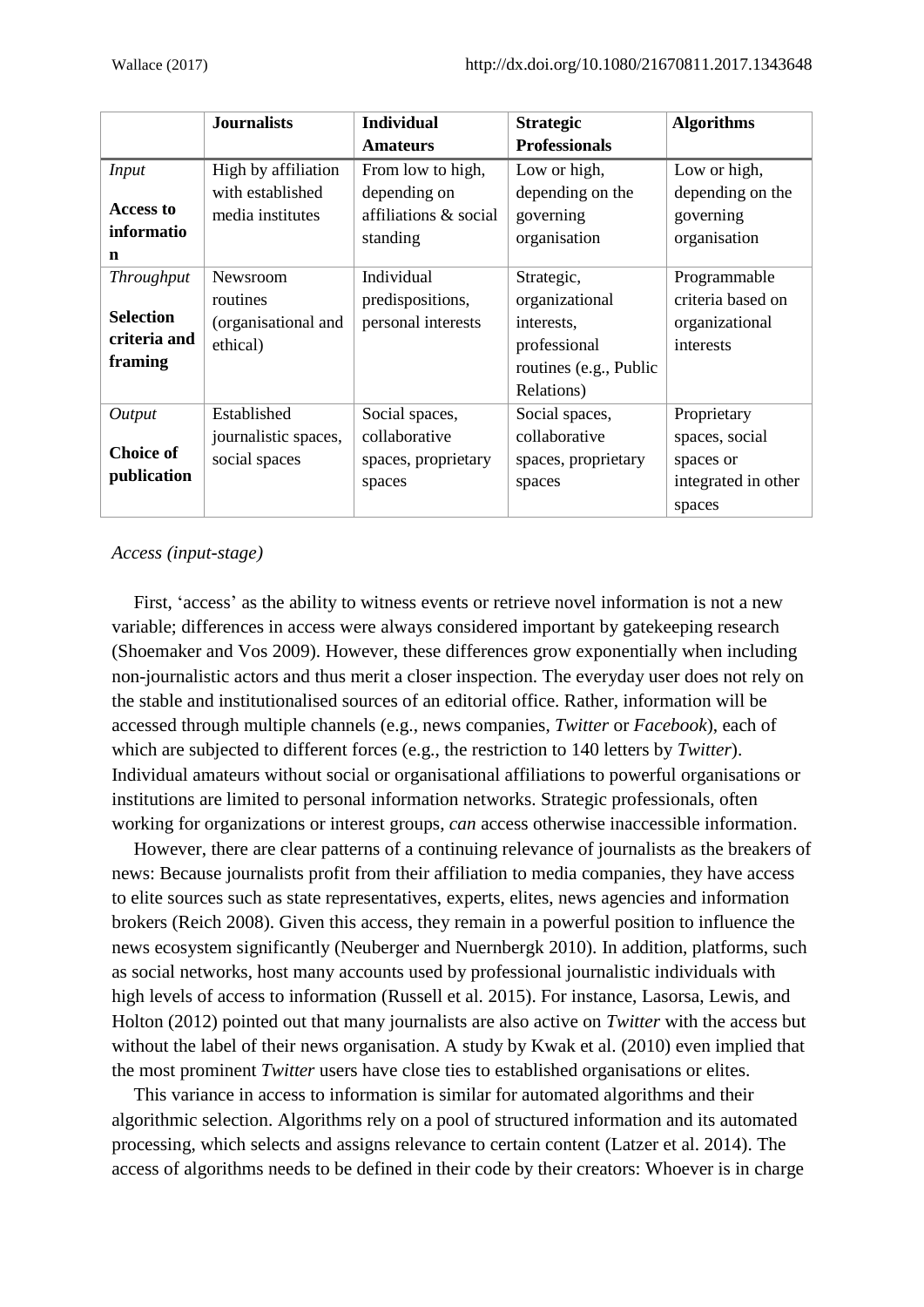| | **Journalists** | **Individual Amateurs** | **Strategic Professionals** | **Algorithms** |
|---|---|---|---|---|
| *Input* **Access to information** | High by affiliation with established media institutes | From low to high, depending on affiliations & social standing | Low or high, depending on the governing organisation | Low or high, depending on the governing organisation |
| *Throughput* **Selection criteria and framing** | Newsroom routines (organisational and ethical) | Individual predispositions, personal interests | Strategic, organizational interests, professional routines (e.g., Public Relations) | Programmable criteria based on organizational interests |
| *Output* **Choice of publication** | Established journalistic spaces, social spaces | Social spaces, collaborative spaces, proprietary spaces | Social spaces, collaborative spaces, proprietary spaces | Proprietary spaces, social spaces or integrated in other spaces |

*Access (input-stage)*

First, 'access' as the ability to witness events or retrieve novel information is not a new variable; differences in access were always considered important by gatekeeping research (Shoemaker and Vos 2009). However, these differences grow exponentially when including non-journalistic actors and thus merit a closer inspection. The everyday user does not rely on the stable and institutionalised sources of an editorial office. Rather, information will be accessed through multiple channels (e.g., news companies, *Twitter* or *Facebook*), each of which are subjected to different forces (e.g., the restriction to 140 letters by *Twitter*). Individual amateurs without social or organisational affiliations to powerful organisations or institutions are limited to personal information networks. Strategic professionals, often working for organizations or interest groups, *can* access otherwise inaccessible information.

However, there are clear patterns of a continuing relevance of journalists as the breakers of news: Because journalists profit from their affiliation to media companies, they have access to elite sources such as state representatives, experts, elites, news agencies and information brokers (Reich 2008). Given this access, they remain in a powerful position to influence the news ecosystem significantly (Neuberger and Nuernbergk 2010). In addition, platforms, such as social networks, host many accounts used by professional journalistic individuals with high levels of access to information (Russell et al. 2015). For instance, Lasorsa, Lewis, and Holton (2012) pointed out that many journalists are also active on *Twitter* with the access but without the label of their news organisation. A study by Kwak et al. (2010) even implied that the most prominent *Twitter* users have close ties to established organisations or elites.

This variance in access to information is similar for automated algorithms and their algorithmic selection. Algorithms rely on a pool of structured information and its automated processing, which selects and assigns relevance to certain content (Latzer et al. 2014). The access of algorithms needs to be defined in their code by their creators: Whoever is in charge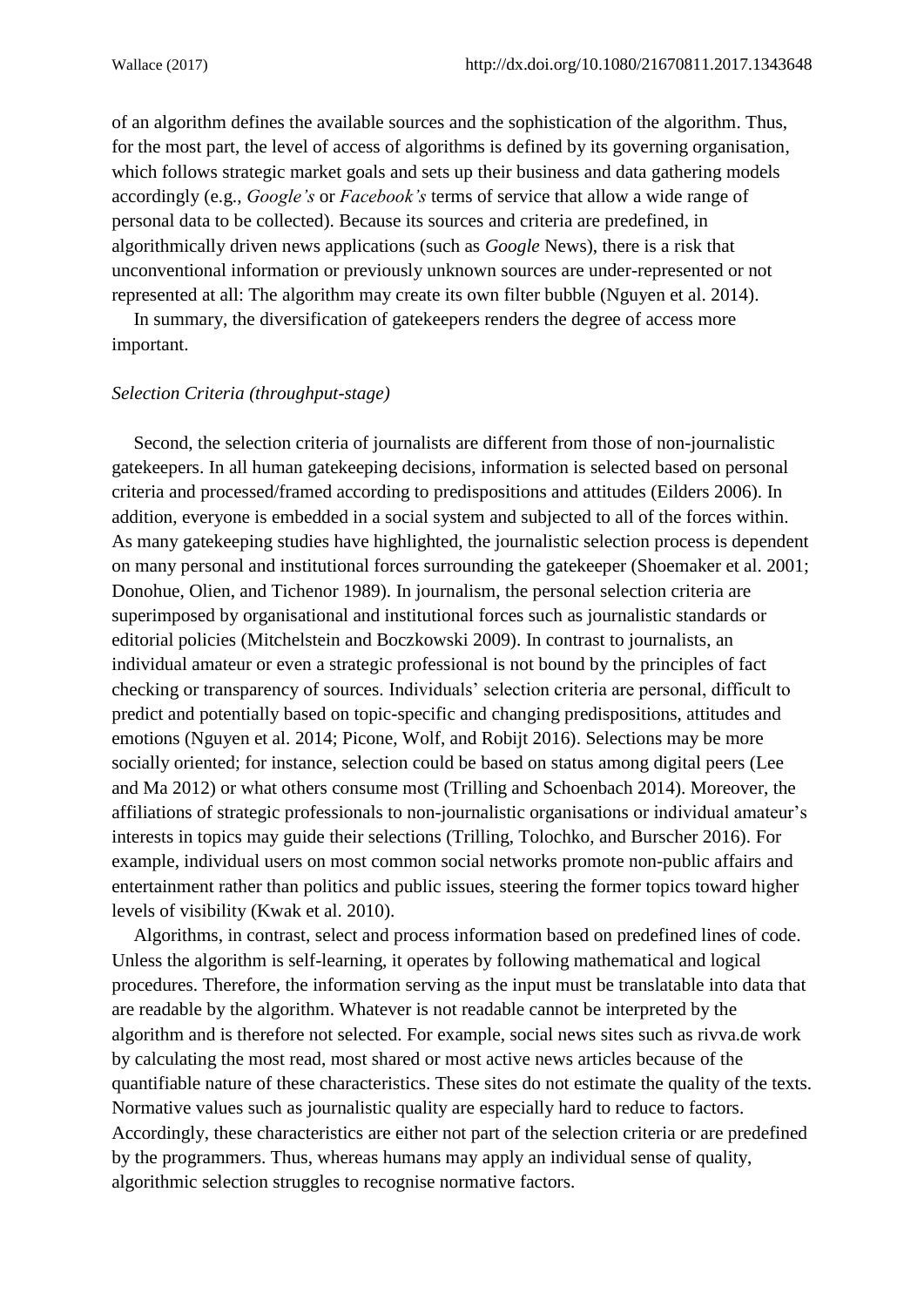of an algorithm defines the available sources and the sophistication of the algorithm. Thus, for the most part, the level of access of algorithms is defined by its governing organisation, which follows strategic market goals and sets up their business and data gathering models accordingly (e.g., *Google's* or *Facebook's* terms of service that allow a wide range of personal data to be collected). Because its sources and criteria are predefined, in algorithmically driven news applications (such as *Google* News), there is a risk that unconventional information or previously unknown sources are under-represented or not represented at all: The algorithm may create its own filter bubble (Nguyen et al. 2014).

In summary, the diversification of gatekeepers renders the degree of access more important.

*Selection Criteria (throughput-stage)*

Second, the selection criteria of journalists are different from those of non-journalistic gatekeepers. In all human gatekeeping decisions, information is selected based on personal criteria and processed/framed according to predispositions and attitudes (Eilders 2006). In addition, everyone is embedded in a social system and subjected to all of the forces within. As many gatekeeping studies have highlighted, the journalistic selection process is dependent on many personal and institutional forces surrounding the gatekeeper (Shoemaker et al. 2001; Donohue, Olien, and Tichenor 1989). In journalism, the personal selection criteria are superimposed by organisational and institutional forces such as journalistic standards or editorial policies (Mitchelstein and Boczkowski 2009). In contrast to journalists, an individual amateur or even a strategic professional is not bound by the principles of fact checking or transparency of sources. Individuals' selection criteria are personal, difficult to predict and potentially based on topic-specific and changing predispositions, attitudes and emotions (Nguyen et al. 2014; Picone, Wolf, and Robijt 2016). Selections may be more socially oriented; for instance, selection could be based on status among digital peers (Lee and Ma 2012) or what others consume most (Trilling and Schoenbach 2014). Moreover, the affiliations of strategic professionals to non-journalistic organisations or individual amateur's interests in topics may guide their selections (Trilling, Tolochko, and Burscher 2016). For example, individual users on most common social networks promote non-public affairs and entertainment rather than politics and public issues, steering the former topics toward higher levels of visibility (Kwak et al. 2010).

Algorithms, in contrast, select and process information based on predefined lines of code. Unless the algorithm is self-learning, it operates by following mathematical and logical procedures. Therefore, the information serving as the input must be translatable into data that are readable by the algorithm. Whatever is not readable cannot be interpreted by the algorithm and is therefore not selected. For example, social news sites such as rivva.de work by calculating the most read, most shared or most active news articles because of the quantifiable nature of these characteristics. These sites do not estimate the quality of the texts. Normative values such as journalistic quality are especially hard to reduce to factors. Accordingly, these characteristics are either not part of the selection criteria or are predefined by the programmers. Thus, whereas humans may apply an individual sense of quality, algorithmic selection struggles to recognise normative factors.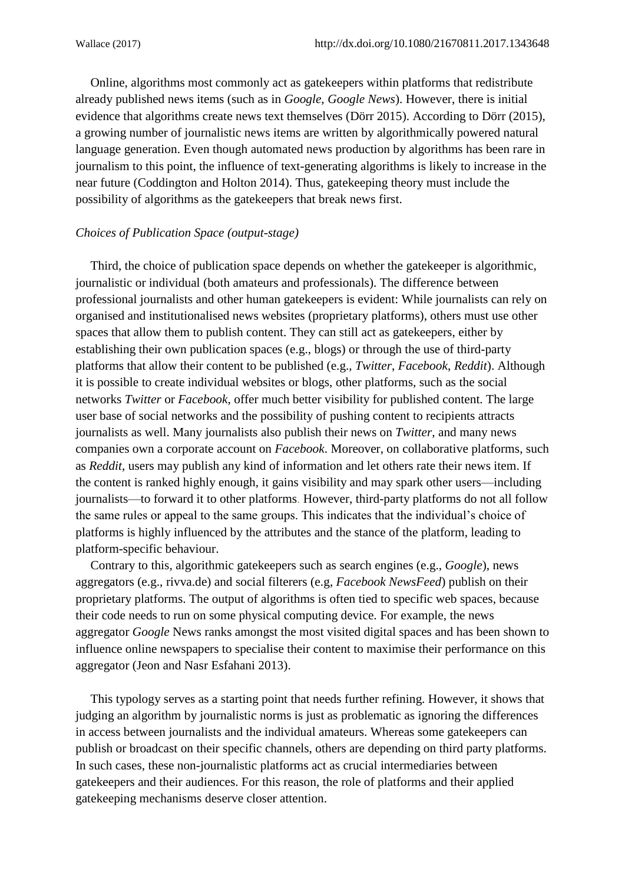Online, algorithms most commonly act as gatekeepers within platforms that redistribute already published news items (such as in *Google*, *Google News*). However, there is initial evidence that algorithms create news text themselves (Dörr 2015). According to Dörr (2015), a growing number of journalistic news items are written by algorithmically powered natural language generation. Even though automated news production by algorithms has been rare in journalism to this point, the influence of text-generating algorithms is likely to increase in the near future (Coddington and Holton 2014). Thus, gatekeeping theory must include the possibility of algorithms as the gatekeepers that break news first.

*Choices of Publication Space (output-stage)*

Third, the choice of publication space depends on whether the gatekeeper is algorithmic, journalistic or individual (both amateurs and professionals). The difference between professional journalists and other human gatekeepers is evident: While journalists can rely on organised and institutionalised news websites (proprietary platforms), others must use other spaces that allow them to publish content. They can still act as gatekeepers, either by establishing their own publication spaces (e.g., blogs) or through the use of third-party platforms that allow their content to be published (e.g., *Twitter*, *Facebook*, *Reddit*). Although it is possible to create individual websites or blogs, other platforms, such as the social networks *Twitter* or *Facebook*, offer much better visibility for published content. The large user base of social networks and the possibility of pushing content to recipients attracts journalists as well. Many journalists also publish their news on *Twitter*, and many news companies own a corporate account on *Facebook*. Moreover, on collaborative platforms, such as *Reddit*, users may publish any kind of information and let others rate their news item. If the content is ranked highly enough, it gains visibility and may spark other users—including journalists—to forward it to other platforms. However, third-party platforms do not all follow the same rules or appeal to the same groups. This indicates that the individual's choice of platforms is highly influenced by the attributes and the stance of the platform, leading to platform-specific behaviour.

Contrary to this, algorithmic gatekeepers such as search engines (e.g., *Google*), news aggregators (e.g., rivva.de) and social filterers (e.g, *Facebook NewsFeed*) publish on their proprietary platforms. The output of algorithms is often tied to specific web spaces, because their code needs to run on some physical computing device. For example, the news aggregator *Google* News ranks amongst the most visited digital spaces and has been shown to influence online newspapers to specialise their content to maximise their performance on this aggregator (Jeon and Nasr Esfahani 2013).

This typology serves as a starting point that needs further refining. However, it shows that judging an algorithm by journalistic norms is just as problematic as ignoring the differences in access between journalists and the individual amateurs. Whereas some gatekeepers can publish or broadcast on their specific channels, others are depending on third party platforms. In such cases, these non-journalistic platforms act as crucial intermediaries between gatekeepers and their audiences. For this reason, the role of platforms and their applied gatekeeping mechanisms deserve closer attention.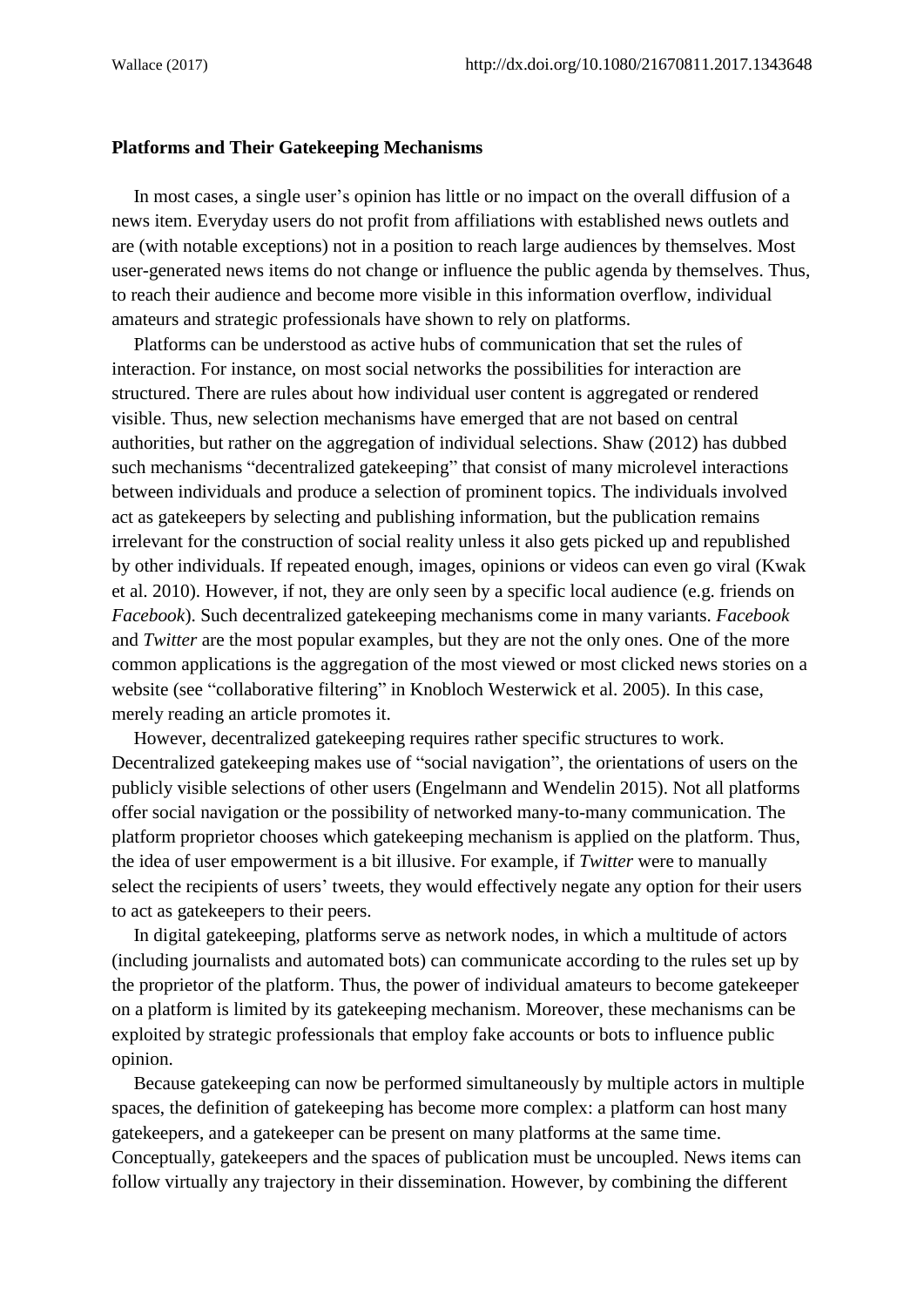### Platforms and Their Gatekeeping Mechanisms

In most cases, a single user's opinion has little or no impact on the overall diffusion of a news item. Everyday users do not profit from affiliations with established news outlets and are (with notable exceptions) not in a position to reach large audiences by themselves. Most user-generated news items do not change or influence the public agenda by themselves. Thus, to reach their audience and become more visible in this information overflow, individual amateurs and strategic professionals have shown to rely on platforms.

Platforms can be understood as active hubs of communication that set the rules of interaction. For instance, on most social networks the possibilities for interaction are structured. There are rules about how individual user content is aggregated or rendered visible. Thus, new selection mechanisms have emerged that are not based on central authorities, but rather on the aggregation of individual selections. Shaw (2012) has dubbed such mechanisms "decentralized gatekeeping" that consist of many microlevel interactions between individuals and produce a selection of prominent topics. The individuals involved act as gatekeepers by selecting and publishing information, but the publication remains irrelevant for the construction of social reality unless it also gets picked up and republished by other individuals. If repeated enough, images, opinions or videos can even go viral (Kwak et al. 2010). However, if not, they are only seen by a specific local audience (e.g. friends on *Facebook*). Such decentralized gatekeeping mechanisms come in many variants. *Facebook* and *Twitter* are the most popular examples, but they are not the only ones. One of the more common applications is the aggregation of the most viewed or most clicked news stories on a website (see "collaborative filtering" in Knobloch Westerwick et al. 2005). In this case, merely reading an article promotes it.

However, decentralized gatekeeping requires rather specific structures to work. Decentralized gatekeeping makes use of "social navigation", the orientations of users on the publicly visible selections of other users (Engelmann and Wendelin 2015). Not all platforms offer social navigation or the possibility of networked many-to-many communication. The platform proprietor chooses which gatekeeping mechanism is applied on the platform. Thus, the idea of user empowerment is a bit illusive. For example, if *Twitter* were to manually select the recipients of users' tweets, they would effectively negate any option for their users to act as gatekeepers to their peers.

In digital gatekeeping, platforms serve as network nodes, in which a multitude of actors (including journalists and automated bots) can communicate according to the rules set up by the proprietor of the platform. Thus, the power of individual amateurs to become gatekeeper on a platform is limited by its gatekeeping mechanism. Moreover, these mechanisms can be exploited by strategic professionals that employ fake accounts or bots to influence public opinion.

Because gatekeeping can now be performed simultaneously by multiple actors in multiple spaces, the definition of gatekeeping has become more complex: a platform can host many gatekeepers, and a gatekeeper can be present on many platforms at the same time. Conceptually, gatekeepers and the spaces of publication must be uncoupled. News items can follow virtually any trajectory in their dissemination. However, by combining the different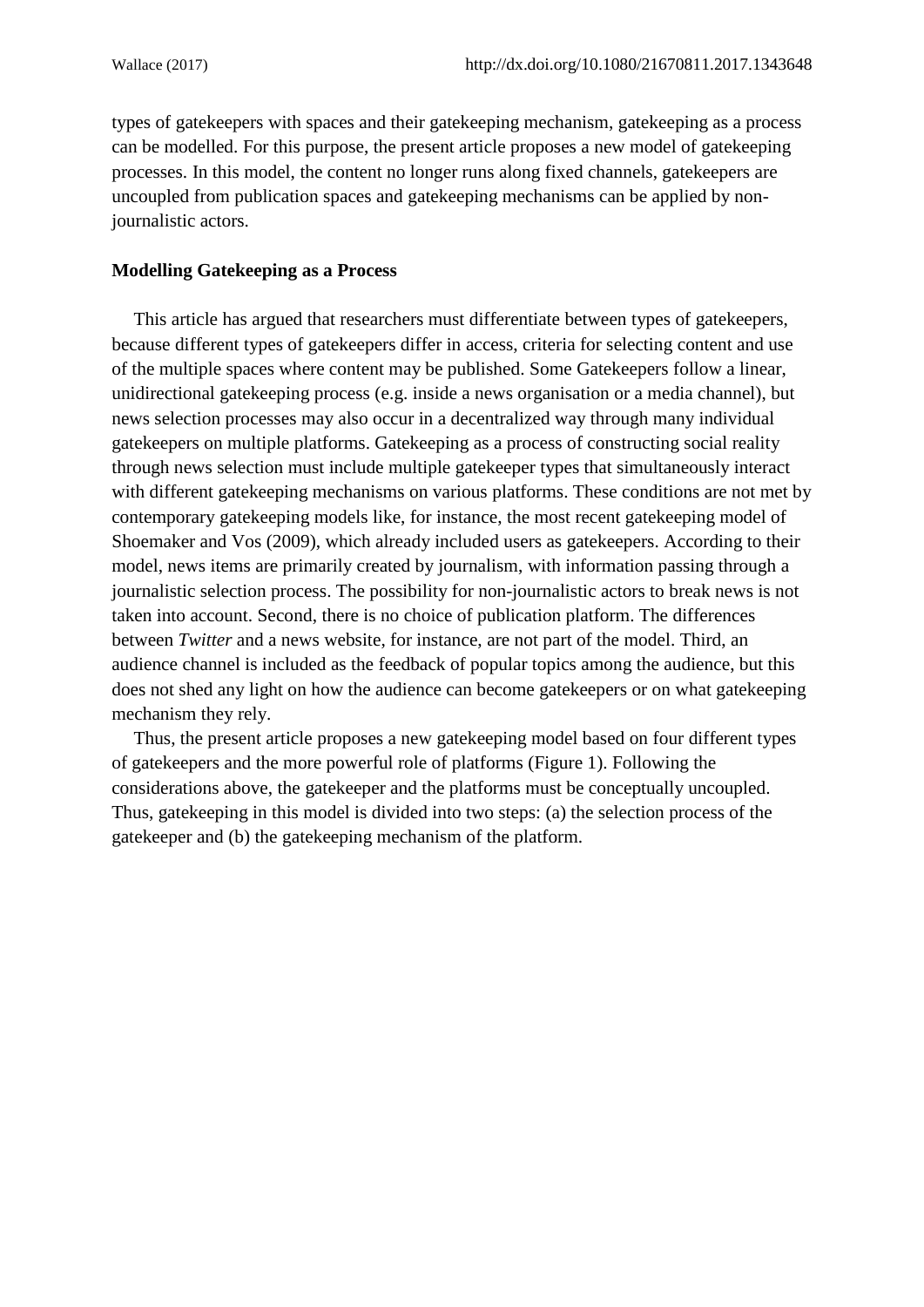types of gatekeepers with spaces and their gatekeeping mechanism, gatekeeping as a process can be modelled. For this purpose, the present article proposes a new model of gatekeeping processes. In this model, the content no longer runs along fixed channels, gatekeepers are uncoupled from publication spaces and gatekeeping mechanisms can be applied by non-journalistic actors.

## Modelling Gatekeeping as a Process

This article has argued that researchers must differentiate between types of gatekeepers, because different types of gatekeepers differ in access, criteria for selecting content and use of the multiple spaces where content may be published. Some Gatekeepers follow a linear, unidirectional gatekeeping process (e.g. inside a news organisation or a media channel), but news selection processes may also occur in a decentralized way through many individual gatekeepers on multiple platforms. Gatekeeping as a process of constructing social reality through news selection must include multiple gatekeeper types that simultaneously interact with different gatekeeping mechanisms on various platforms. These conditions are not met by contemporary gatekeeping models like, for instance, the most recent gatekeeping model of Shoemaker and Vos (2009), which already included users as gatekeepers. According to their model, news items are primarily created by journalism, with information passing through a journalistic selection process. The possibility for non-journalistic actors to break news is not taken into account. Second, there is no choice of publication platform. The differences between *Twitter* and a news website, for instance, are not part of the model. Third, an audience channel is included as the feedback of popular topics among the audience, but this does not shed any light on how the audience can become gatekeepers or on what gatekeeping mechanism they rely.

Thus, the present article proposes a new gatekeeping model based on four different types of gatekeepers and the more powerful role of platforms (Figure 1). Following the considerations above, the gatekeeper and the platforms must be conceptually uncoupled. Thus, gatekeeping in this model is divided into two steps: (a) the selection process of the gatekeeper and (b) the gatekeeping mechanism of the platform.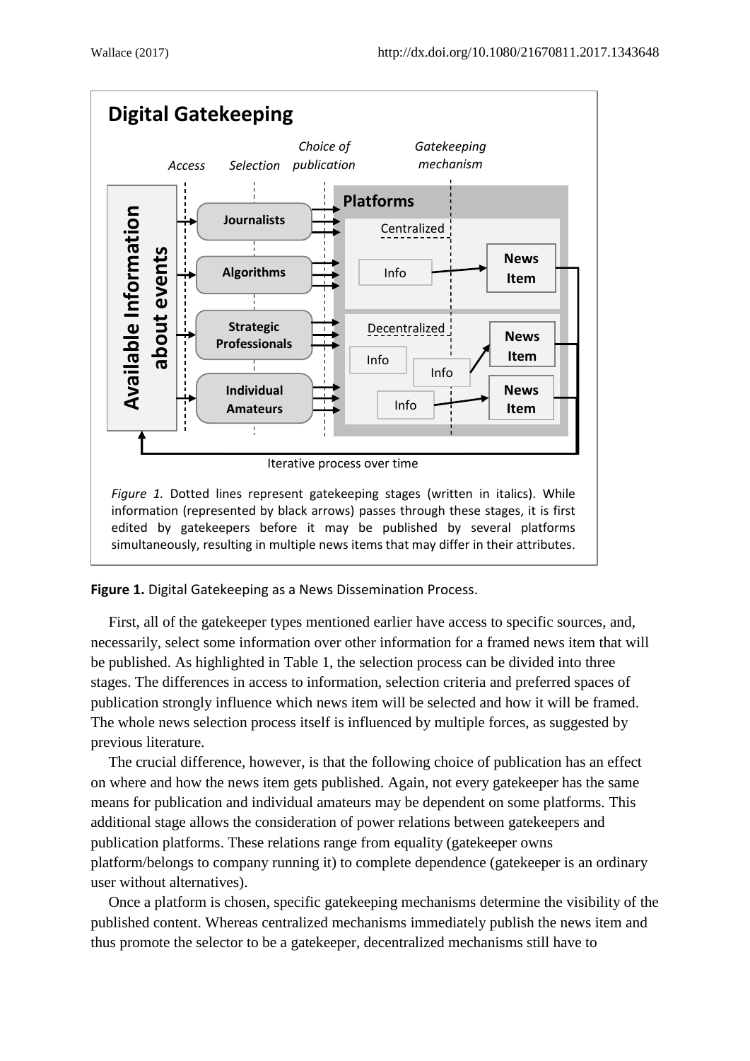**Digital Gatekeeping**

*Figure 1.* Dotted lines represent gatekeeping stages (written in italics). While information (represented by black arrows) passes through these stages, it is first edited by gatekeepers before it may be published by several platforms simultaneously, resulting in multiple news items that may differ in their attributes.

**Figure 1.** Digital Gatekeeping as a News Dissemination Process.

First, all of the gatekeeper types mentioned earlier have access to specific sources, and, necessarily, select some information over other information for a framed news item that will be published. As highlighted in Table 1, the selection process can be divided into three stages. The differences in access to information, selection criteria and preferred spaces of publication strongly influence which news item will be selected and how it will be framed. The whole news selection process itself is influenced by multiple forces, as suggested by previous literature.

The crucial difference, however, is that the following choice of publication has an effect on where and how the news item gets published. Again, not every gatekeeper has the same means for publication and individual amateurs may be dependent on some platforms. This additional stage allows the consideration of power relations between gatekeepers and publication platforms. These relations range from equality (gatekeeper owns platform/belongs to company running it) to complete dependence (gatekeeper is an ordinary user without alternatives).

Once a platform is chosen, specific gatekeeping mechanisms determine the visibility of the published content. Whereas centralized mechanisms immediately publish the news item and thus promote the selector to be a gatekeeper, decentralized mechanisms still have to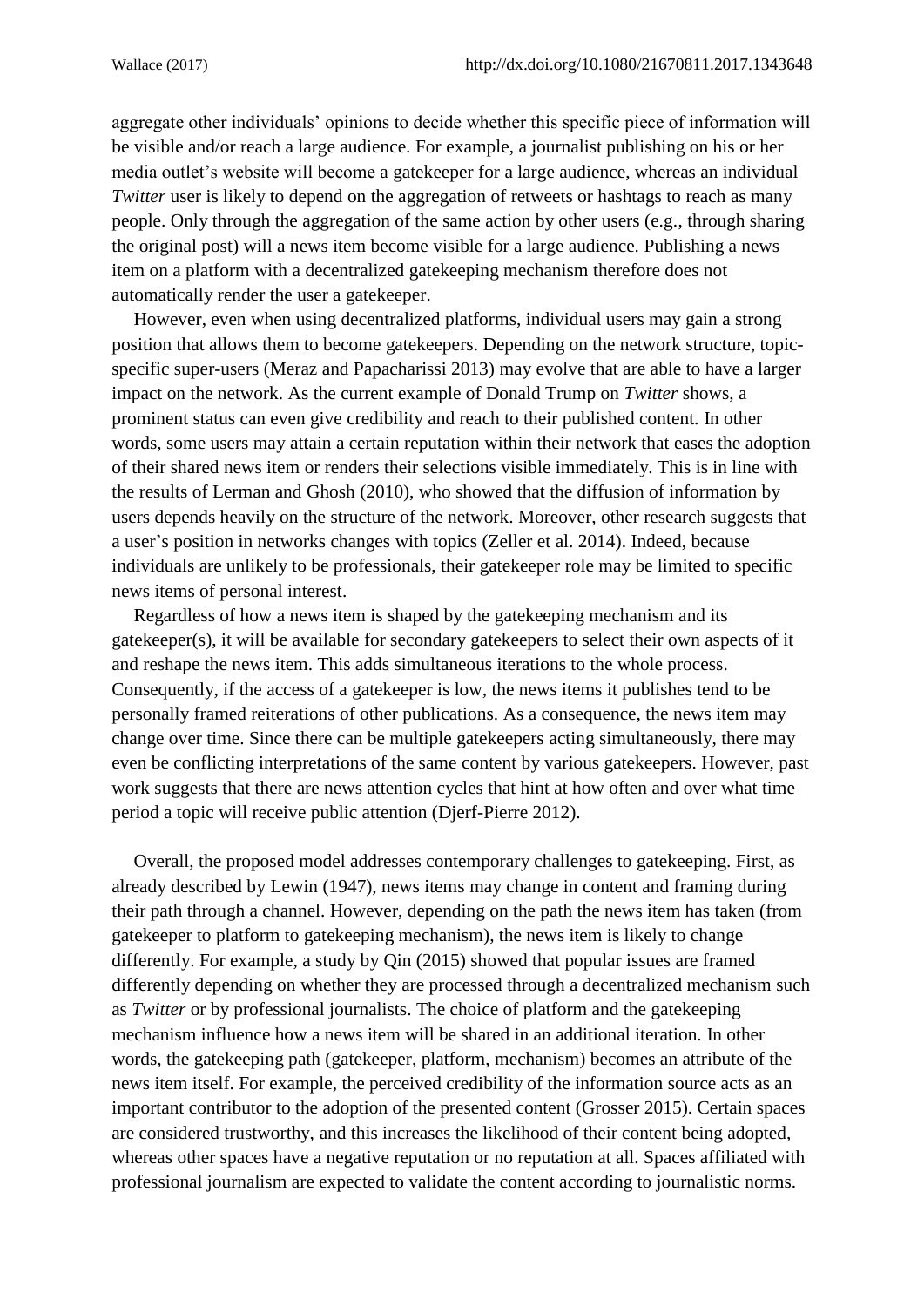aggregate other individuals' opinions to decide whether this specific piece of information will be visible and/or reach a large audience. For example, a journalist publishing on his or her media outlet's website will become a gatekeeper for a large audience, whereas an individual *Twitter* user is likely to depend on the aggregation of retweets or hashtags to reach as many people. Only through the aggregation of the same action by other users (e.g., through sharing the original post) will a news item become visible for a large audience. Publishing a news item on a platform with a decentralized gatekeeping mechanism therefore does not automatically render the user a gatekeeper.

However, even when using decentralized platforms, individual users may gain a strong position that allows them to become gatekeepers. Depending on the network structure, topic-specific super-users (Meraz and Papacharissi 2013) may evolve that are able to have a larger impact on the network. As the current example of Donald Trump on *Twitter* shows, a prominent status can even give credibility and reach to their published content. In other words, some users may attain a certain reputation within their network that eases the adoption of their shared news item or renders their selections visible immediately. This is in line with the results of Lerman and Ghosh (2010), who showed that the diffusion of information by users depends heavily on the structure of the network. Moreover, other research suggests that a user's position in networks changes with topics (Zeller et al. 2014). Indeed, because individuals are unlikely to be professionals, their gatekeeper role may be limited to specific news items of personal interest.

Regardless of how a news item is shaped by the gatekeeping mechanism and its gatekeeper(s), it will be available for secondary gatekeepers to select their own aspects of it and reshape the news item. This adds simultaneous iterations to the whole process. Consequently, if the access of a gatekeeper is low, the news items it publishes tend to be personally framed reiterations of other publications. As a consequence, the news item may change over time. Since there can be multiple gatekeepers acting simultaneously, there may even be conflicting interpretations of the same content by various gatekeepers. However, past work suggests that there are news attention cycles that hint at how often and over what time period a topic will receive public attention (Djerf-Pierre 2012).

Overall, the proposed model addresses contemporary challenges to gatekeeping. First, as already described by Lewin (1947), news items may change in content and framing during their path through a channel. However, depending on the path the news item has taken (from gatekeeper to platform to gatekeeping mechanism), the news item is likely to change differently. For example, a study by Qin (2015) showed that popular issues are framed differently depending on whether they are processed through a decentralized mechanism such as *Twitter* or by professional journalists. The choice of platform and the gatekeeping mechanism influence how a news item will be shared in an additional iteration. In other words, the gatekeeping path (gatekeeper, platform, mechanism) becomes an attribute of the news item itself. For example, the perceived credibility of the information source acts as an important contributor to the adoption of the presented content (Grosser 2015). Certain spaces are considered trustworthy, and this increases the likelihood of their content being adopted, whereas other spaces have a negative reputation or no reputation at all. Spaces affiliated with professional journalism are expected to validate the content according to journalistic norms.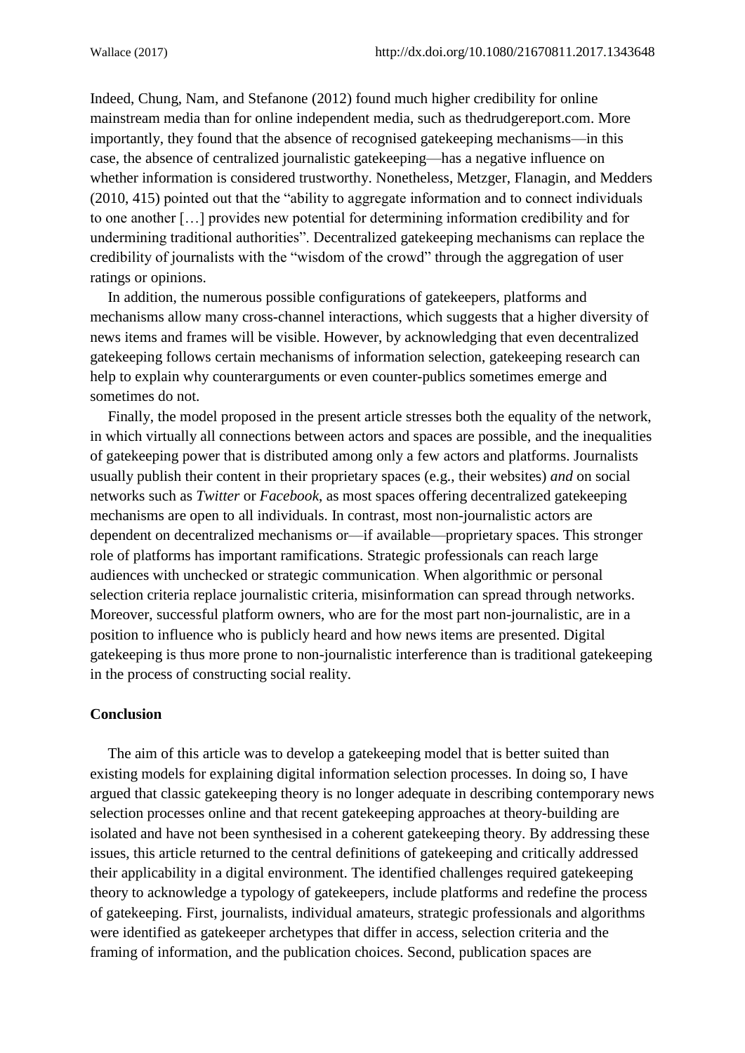Indeed, Chung, Nam, and Stefanone (2012) found much higher credibility for online mainstream media than for online independent media, such as thedrudgereport.com. More importantly, they found that the absence of recognised gatekeeping mechanisms—in this case, the absence of centralized journalistic gatekeeping—has a negative influence on whether information is considered trustworthy. Nonetheless, Metzger, Flanagin, and Medders (2010, 415) pointed out that the "ability to aggregate information and to connect individuals to one another […] provides new potential for determining information credibility and for undermining traditional authorities". Decentralized gatekeeping mechanisms can replace the credibility of journalists with the "wisdom of the crowd" through the aggregation of user ratings or opinions.

In addition, the numerous possible configurations of gatekeepers, platforms and mechanisms allow many cross-channel interactions, which suggests that a higher diversity of news items and frames will be visible. However, by acknowledging that even decentralized gatekeeping follows certain mechanisms of information selection, gatekeeping research can help to explain why counterarguments or even counter-publics sometimes emerge and sometimes do not.

Finally, the model proposed in the present article stresses both the equality of the network, in which virtually all connections between actors and spaces are possible, and the inequalities of gatekeeping power that is distributed among only a few actors and platforms. Journalists usually publish their content in their proprietary spaces (e.g., their websites) *and* on social networks such as *Twitter* or *Facebook*, as most spaces offering decentralized gatekeeping mechanisms are open to all individuals. In contrast, most non-journalistic actors are dependent on decentralized mechanisms or—if available—proprietary spaces. This stronger role of platforms has important ramifications. Strategic professionals can reach large audiences with unchecked or strategic communication. When algorithmic or personal selection criteria replace journalistic criteria, misinformation can spread through networks. Moreover, successful platform owners, who are for the most part non-journalistic, are in a position to influence who is publicly heard and how news items are presented. Digital gatekeeping is thus more prone to non-journalistic interference than is traditional gatekeeping in the process of constructing social reality.

## Conclusion

The aim of this article was to develop a gatekeeping model that is better suited than existing models for explaining digital information selection processes. In doing so, I have argued that classic gatekeeping theory is no longer adequate in describing contemporary news selection processes online and that recent gatekeeping approaches at theory-building are isolated and have not been synthesised in a coherent gatekeeping theory. By addressing these issues, this article returned to the central definitions of gatekeeping and critically addressed their applicability in a digital environment. The identified challenges required gatekeeping theory to acknowledge a typology of gatekeepers, include platforms and redefine the process of gatekeeping. First, journalists, individual amateurs, strategic professionals and algorithms were identified as gatekeeper archetypes that differ in access, selection criteria and the framing of information, and the publication choices. Second, publication spaces are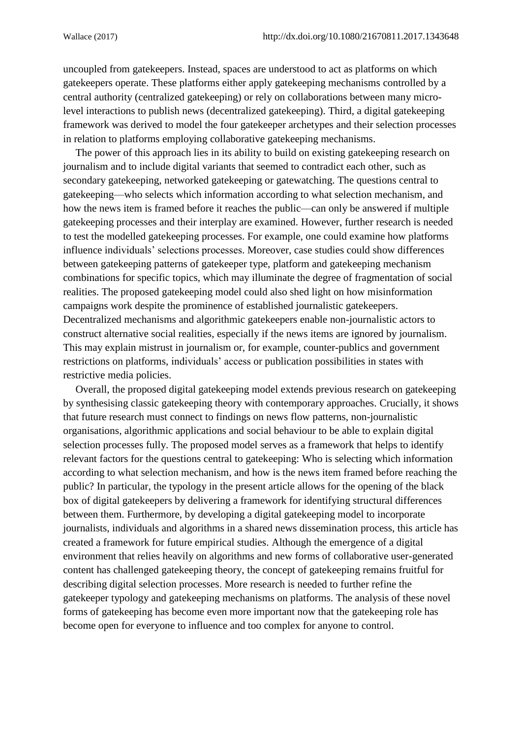uncoupled from gatekeepers. Instead, spaces are understood to act as platforms on which gatekeepers operate. These platforms either apply gatekeeping mechanisms controlled by a central authority (centralized gatekeeping) or rely on collaborations between many micro-level interactions to publish news (decentralized gatekeeping). Third, a digital gatekeeping framework was derived to model the four gatekeeper archetypes and their selection processes in relation to platforms employing collaborative gatekeeping mechanisms.

The power of this approach lies in its ability to build on existing gatekeeping research on journalism and to include digital variants that seemed to contradict each other, such as secondary gatekeeping, networked gatekeeping or gatewatching. The questions central to gatekeeping—who selects which information according to what selection mechanism, and how the news item is framed before it reaches the public—can only be answered if multiple gatekeeping processes and their interplay are examined. However, further research is needed to test the modelled gatekeeping processes. For example, one could examine how platforms influence individuals' selections processes. Moreover, case studies could show differences between gatekeeping patterns of gatekeeper type, platform and gatekeeping mechanism combinations for specific topics, which may illuminate the degree of fragmentation of social realities. The proposed gatekeeping model could also shed light on how misinformation campaigns work despite the prominence of established journalistic gatekeepers. Decentralized mechanisms and algorithmic gatekeepers enable non-journalistic actors to construct alternative social realities, especially if the news items are ignored by journalism. This may explain mistrust in journalism or, for example, counter-publics and government restrictions on platforms, individuals' access or publication possibilities in states with restrictive media policies.

Overall, the proposed digital gatekeeping model extends previous research on gatekeeping by synthesising classic gatekeeping theory with contemporary approaches. Crucially, it shows that future research must connect to findings on news flow patterns, non-journalistic organisations, algorithmic applications and social behaviour to be able to explain digital selection processes fully. The proposed model serves as a framework that helps to identify relevant factors for the questions central to gatekeeping: Who is selecting which information according to what selection mechanism, and how is the news item framed before reaching the public? In particular, the typology in the present article allows for the opening of the black box of digital gatekeepers by delivering a framework for identifying structural differences between them. Furthermore, by developing a digital gatekeeping model to incorporate journalists, individuals and algorithms in a shared news dissemination process, this article has created a framework for future empirical studies. Although the emergence of a digital environment that relies heavily on algorithms and new forms of collaborative user-generated content has challenged gatekeeping theory, the concept of gatekeeping remains fruitful for describing digital selection processes. More research is needed to further refine the gatekeeper typology and gatekeeping mechanisms on platforms. The analysis of these novel forms of gatekeeping has become even more important now that the gatekeeping role has become open for everyone to influence and too complex for anyone to control.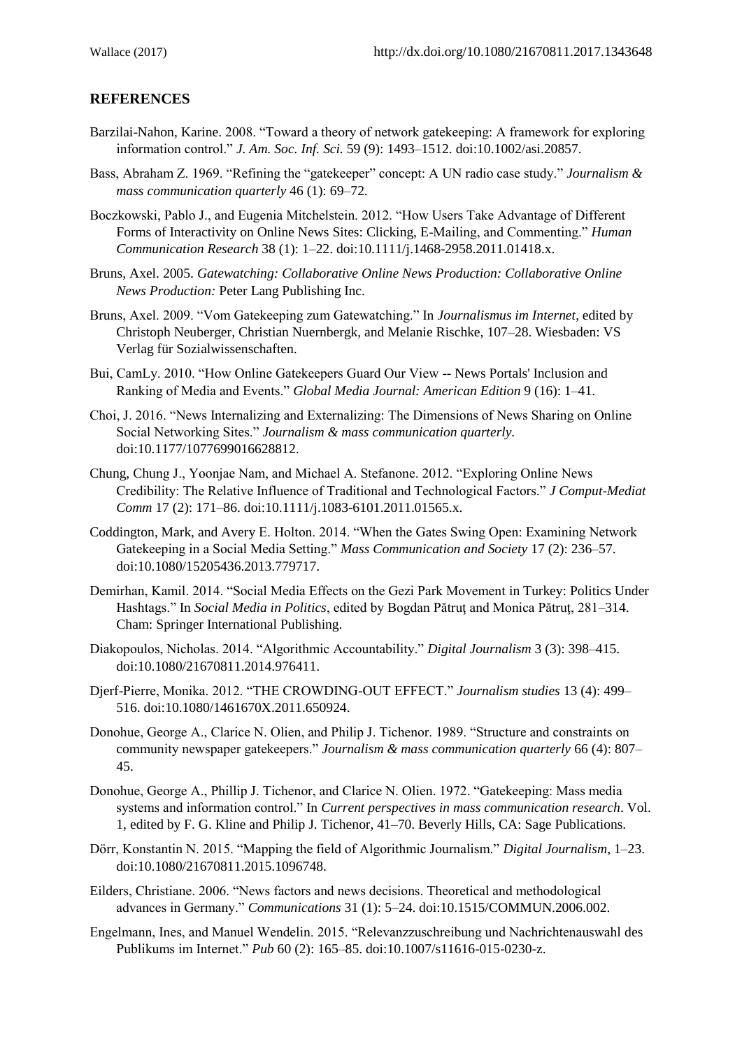## REFERENCES

Barzilai-Nahon, Karine. 2008. "Toward a theory of network gatekeeping: A framework for exploring information control." *J. Am. Soc. Inf. Sci.* 59 (9): 1493–1512. doi:10.1002/asi.20857.

Bass, Abraham Z. 1969. "Refining the "gatekeeper" concept: A UN radio case study." *Journalism & mass communication quarterly* 46 (1): 69–72.

Boczkowski, Pablo J., and Eugenia Mitchelstein. 2012. "How Users Take Advantage of Different Forms of Interactivity on Online News Sites: Clicking, E-Mailing, and Commenting." *Human Communication Research* 38 (1): 1–22. doi:10.1111/j.1468-2958.2011.01418.x.

Bruns, Axel. 2005. *Gatewatching: Collaborative Online News Production: Collaborative Online News Production:* Peter Lang Publishing Inc.

Bruns, Axel. 2009. "Vom Gatekeeping zum Gatewatching." In *Journalismus im Internet*, edited by Christoph Neuberger, Christian Nuernbergk, and Melanie Rischke, 107–28. Wiesbaden: VS Verlag für Sozialwissenschaften.

Bui, CamLy. 2010. "How Online Gatekeepers Guard Our View -- News Portals' Inclusion and Ranking of Media and Events." *Global Media Journal: American Edition* 9 (16): 1–41.

Choi, J. 2016. "News Internalizing and Externalizing: The Dimensions of News Sharing on Online Social Networking Sites." *Journalism & mass communication quarterly.* doi:10.1177/1077699016628812.

Chung, Chung J., Yoonjae Nam, and Michael A. Stefanone. 2012. "Exploring Online News Credibility: The Relative Influence of Traditional and Technological Factors." *J Comput-Mediat Comm* 17 (2): 171–86. doi:10.1111/j.1083-6101.2011.01565.x.

Coddington, Mark, and Avery E. Holton. 2014. "When the Gates Swing Open: Examining Network Gatekeeping in a Social Media Setting." *Mass Communication and Society* 17 (2): 236–57. doi:10.1080/15205436.2013.779717.

Demirhan, Kamil. 2014. "Social Media Effects on the Gezi Park Movement in Turkey: Politics Under Hashtags." In *Social Media in Politics*, edited by Bogdan Pătruţ and Monica Pătruţ, 281–314. Cham: Springer International Publishing.

Diakopoulos, Nicholas. 2014. "Algorithmic Accountability." *Digital Journalism* 3 (3): 398–415. doi:10.1080/21670811.2014.976411.

Djerf-Pierre, Monika. 2012. "THE CROWDING-OUT EFFECT." *Journalism studies* 13 (4): 499–516. doi:10.1080/1461670X.2011.650924.

Donohue, George A., Clarice N. Olien, and Philip J. Tichenor. 1989. "Structure and constraints on community newspaper gatekeepers." *Journalism & mass communication quarterly* 66 (4): 807–45.

Donohue, George A., Phillip J. Tichenor, and Clarice N. Olien. 1972. "Gatekeeping: Mass media systems and information control." In *Current perspectives in mass communication research*. Vol. 1, edited by F. G. Kline and Philip J. Tichenor, 41–70. Beverly Hills, CA: Sage Publications.

Dörr, Konstantin N. 2015. "Mapping the field of Algorithmic Journalism." *Digital Journalism*, 1–23. doi:10.1080/21670811.2015.1096748.

Eilders, Christiane. 2006. "News factors and news decisions. Theoretical and methodological advances in Germany." *Communications* 31 (1): 5–24. doi:10.1515/COMMUN.2006.002.

Engelmann, Ines, and Manuel Wendelin. 2015. "Relevanzzuschreibung und Nachrichtenauswahl des Publikums im Internet." *Pub* 60 (2): 165–85. doi:10.1007/s11616-015-0230-z.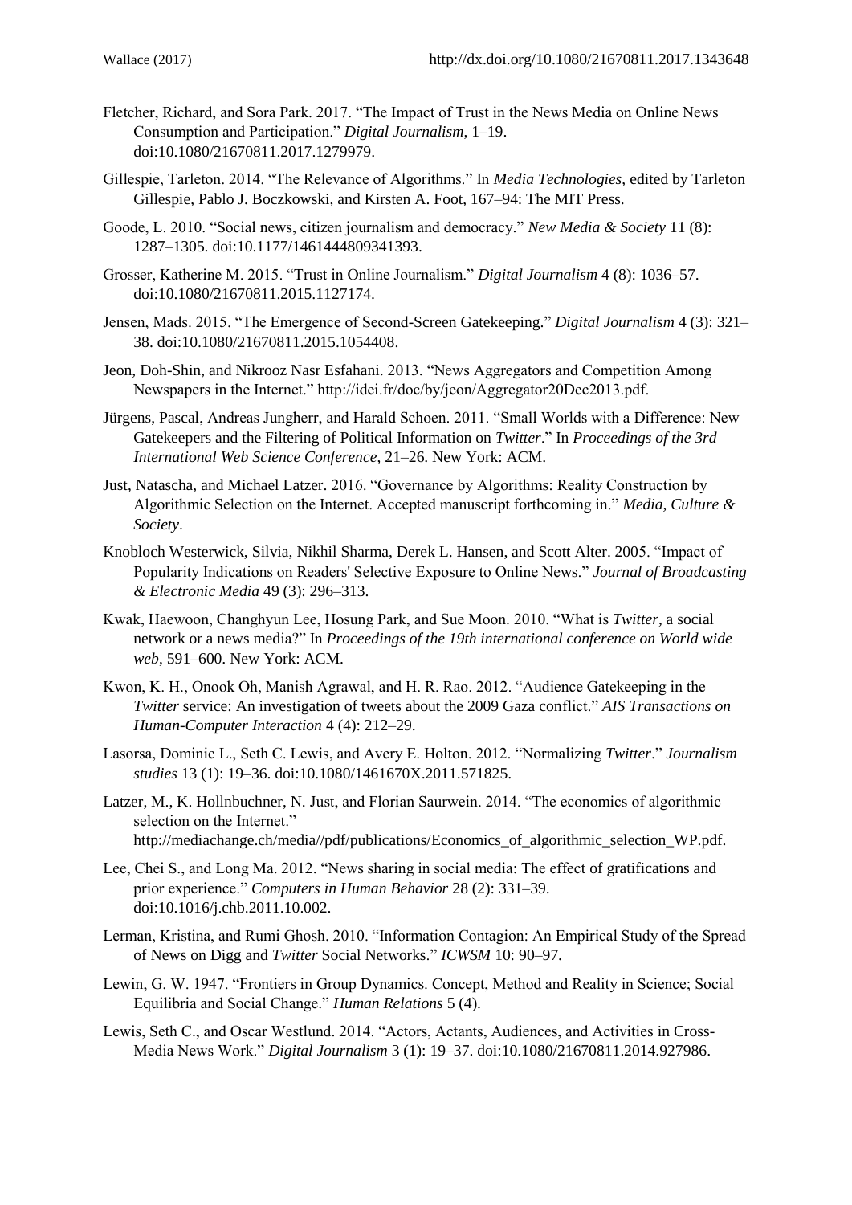Fletcher, Richard, and Sora Park. 2017. "The Impact of Trust in the News Media on Online News Consumption and Participation." *Digital Journalism*, 1–19. doi:10.1080/21670811.2017.1279979.

Gillespie, Tarleton. 2014. "The Relevance of Algorithms." In *Media Technologies*, edited by Tarleton Gillespie, Pablo J. Boczkowski, and Kirsten A. Foot, 167–94: The MIT Press.

Goode, L. 2010. "Social news, citizen journalism and democracy." *New Media & Society* 11 (8): 1287–1305. doi:10.1177/1461444809341393.

Grosser, Katherine M. 2015. "Trust in Online Journalism." *Digital Journalism* 4 (8): 1036–57. doi:10.1080/21670811.2015.1127174.

Jensen, Mads. 2015. "The Emergence of Second-Screen Gatekeeping." *Digital Journalism* 4 (3): 321–38. doi:10.1080/21670811.2015.1054408.

Jeon, Doh-Shin, and Nikrooz Nasr Esfahani. 2013. "News Aggregators and Competition Among Newspapers in the Internet." http://idei.fr/doc/by/jeon/Aggregator20Dec2013.pdf.

Jürgens, Pascal, Andreas Jungherr, and Harald Schoen. 2011. "Small Worlds with a Difference: New Gatekeepers and the Filtering of Political Information on *Twitter*." In *Proceedings of the 3rd International Web Science Conference*, 21–26. New York: ACM.

Just, Natascha, and Michael Latzer. 2016. "Governance by Algorithms: Reality Construction by Algorithmic Selection on the Internet. Accepted manuscript forthcoming in." *Media, Culture & Society*.

Knobloch Westerwick, Silvia, Nikhil Sharma, Derek L. Hansen, and Scott Alter. 2005. "Impact of Popularity Indications on Readers' Selective Exposure to Online News." *Journal of Broadcasting & Electronic Media* 49 (3): 296–313.

Kwak, Haewoon, Changhyun Lee, Hosung Park, and Sue Moon. 2010. "What is *Twitter*, a social network or a news media?" In *Proceedings of the 19th international conference on World wide web*, 591–600. New York: ACM.

Kwon, K. H., Onook Oh, Manish Agrawal, and H. R. Rao. 2012. "Audience Gatekeeping in the *Twitter* service: An investigation of tweets about the 2009 Gaza conflict." *AIS Transactions on Human-Computer Interaction* 4 (4): 212–29.

Lasorsa, Dominic L., Seth C. Lewis, and Avery E. Holton. 2012. "Normalizing *Twitter*." *Journalism studies* 13 (1): 19–36. doi:10.1080/1461670X.2011.571825.

Latzer, M., K. Hollnbuchner, N. Just, and Florian Saurwein. 2014. "The economics of algorithmic selection on the Internet." http://mediachange.ch/media//pdf/publications/Economics_of_algorithmic_selection_WP.pdf.

Lee, Chei S., and Long Ma. 2012. "News sharing in social media: The effect of gratifications and prior experience." *Computers in Human Behavior* 28 (2): 331–39. doi:10.1016/j.chb.2011.10.002.

Lerman, Kristina, and Rumi Ghosh. 2010. "Information Contagion: An Empirical Study of the Spread of News on Digg and *Twitter* Social Networks." *ICWSM* 10: 90–97.

Lewin, G. W. 1947. "Frontiers in Group Dynamics. Concept, Method and Reality in Science; Social Equilibria and Social Change." *Human Relations* 5 (4).

Lewis, Seth C., and Oscar Westlund. 2014. "Actors, Actants, Audiences, and Activities in Cross-Media News Work." *Digital Journalism* 3 (1): 19–37. doi:10.1080/21670811.2014.927986.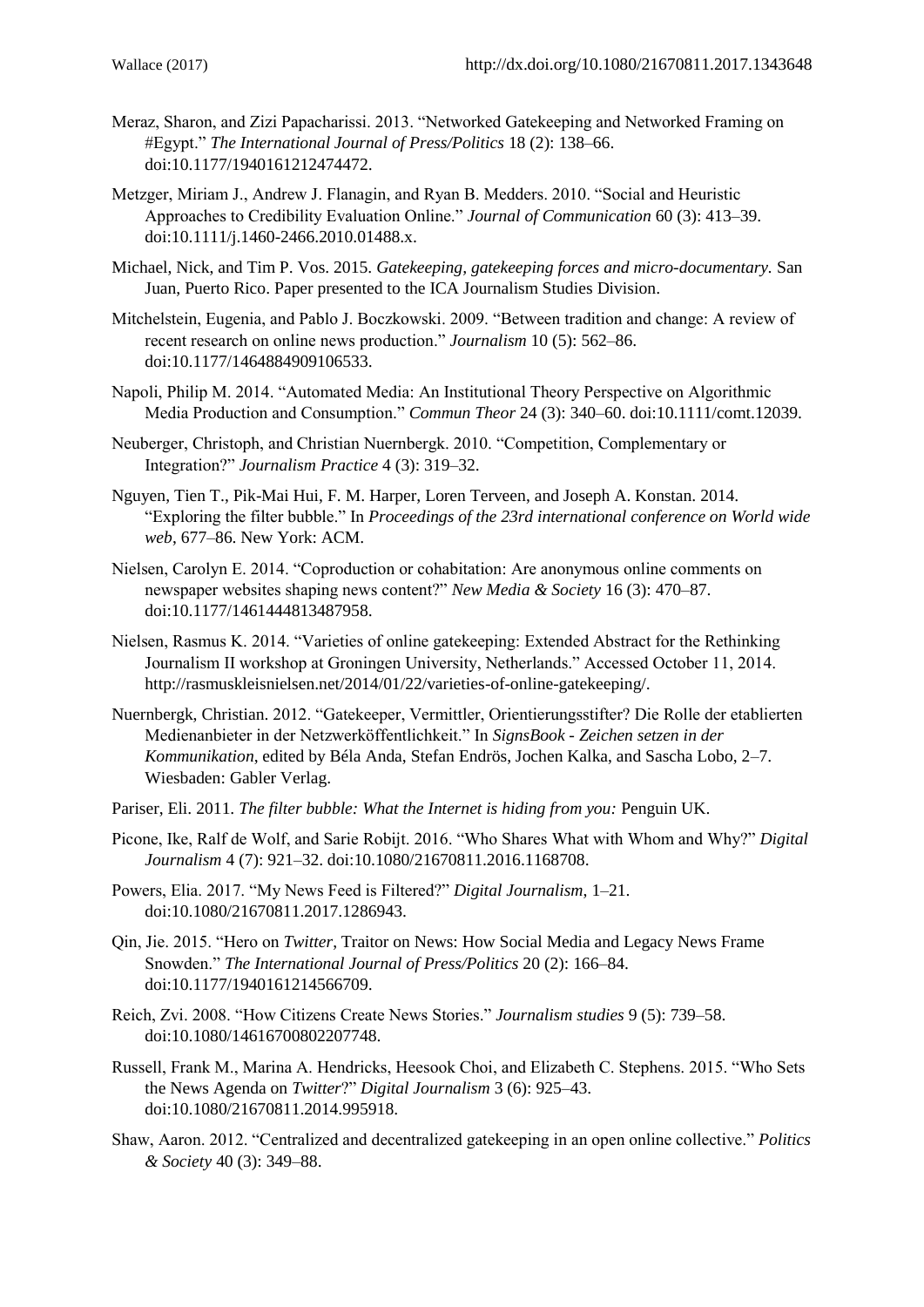Meraz, Sharon, and Zizi Papacharissi. 2013. "Networked Gatekeeping and Networked Framing on #Egypt." *The International Journal of Press/Politics* 18 (2): 138–66. doi:10.1177/1940161212474472.

Metzger, Miriam J., Andrew J. Flanagin, and Ryan B. Medders. 2010. "Social and Heuristic Approaches to Credibility Evaluation Online." *Journal of Communication* 60 (3): 413–39. doi:10.1111/j.1460-2466.2010.01488.x.

Michael, Nick, and Tim P. Vos. 2015. *Gatekeeping, gatekeeping forces and micro-documentary.* San Juan, Puerto Rico. Paper presented to the ICA Journalism Studies Division.

Mitchelstein, Eugenia, and Pablo J. Boczkowski. 2009. "Between tradition and change: A review of recent research on online news production." *Journalism* 10 (5): 562–86. doi:10.1177/1464884909106533.

Napoli, Philip M. 2014. "Automated Media: An Institutional Theory Perspective on Algorithmic Media Production and Consumption." *Commun Theor* 24 (3): 340–60. doi:10.1111/comt.12039.

Neuberger, Christoph, and Christian Nuernbergk. 2010. "Competition, Complementary or Integration?" *Journalism Practice* 4 (3): 319–32.

Nguyen, Tien T., Pik-Mai Hui, F. M. Harper, Loren Terveen, and Joseph A. Konstan. 2014. "Exploring the filter bubble." In *Proceedings of the 23rd international conference on World wide web*, 677–86. New York: ACM.

Nielsen, Carolyn E. 2014. "Coproduction or cohabitation: Are anonymous online comments on newspaper websites shaping news content?" *New Media & Society* 16 (3): 470–87. doi:10.1177/1461444813487958.

Nielsen, Rasmus K. 2014. "Varieties of online gatekeeping: Extended Abstract for the Rethinking Journalism II workshop at Groningen University, Netherlands." Accessed October 11, 2014. http://rasmuskleisnielsen.net/2014/01/22/varieties-of-online-gatekeeping/.

Nuernbergk, Christian. 2012. "Gatekeeper, Vermittler, Orientierungsstifter? Die Rolle der etablierten Medienanbieter in der Netzwerköffentlichkeit." In *SignsBook - Zeichen setzen in der Kommunikation*, edited by Béla Anda, Stefan Endrös, Jochen Kalka, and Sascha Lobo, 2–7. Wiesbaden: Gabler Verlag.

Pariser, Eli. 2011. *The filter bubble: What the Internet is hiding from you:* Penguin UK.

Picone, Ike, Ralf de Wolf, and Sarie Robijt. 2016. "Who Shares What with Whom and Why?" *Digital Journalism* 4 (7): 921–32. doi:10.1080/21670811.2016.1168708.

Powers, Elia. 2017. "My News Feed is Filtered?" *Digital Journalism*, 1–21. doi:10.1080/21670811.2017.1286943.

Qin, Jie. 2015. "Hero on *Twitter*, Traitor on News: How Social Media and Legacy News Frame Snowden." *The International Journal of Press/Politics* 20 (2): 166–84. doi:10.1177/1940161214566709.

Reich, Zvi. 2008. "How Citizens Create News Stories." *Journalism studies* 9 (5): 739–58. doi:10.1080/14616700802207748.

Russell, Frank M., Marina A. Hendricks, Heesook Choi, and Elizabeth C. Stephens. 2015. "Who Sets the News Agenda on *Twitter*?" *Digital Journalism* 3 (6): 925–43. doi:10.1080/21670811.2014.995918.

Shaw, Aaron. 2012. "Centralized and decentralized gatekeeping in an open online collective." *Politics & Society* 40 (3): 349–88.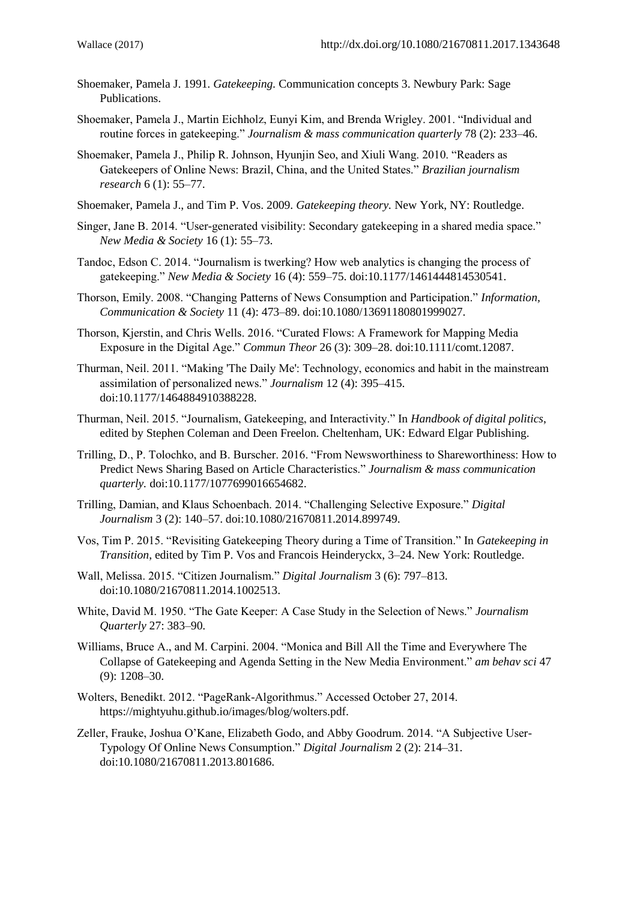Shoemaker, Pamela J. 1991. *Gatekeeping.* Communication concepts 3. Newbury Park: Sage Publications.

Shoemaker, Pamela J., Martin Eichholz, Eunyi Kim, and Brenda Wrigley. 2001. "Individual and routine forces in gatekeeping." *Journalism & mass communication quarterly* 78 (2): 233–46.

Shoemaker, Pamela J., Philip R. Johnson, Hyunjin Seo, and Xiuli Wang. 2010. "Readers as Gatekeepers of Online News: Brazil, China, and the United States." *Brazilian journalism research* 6 (1): 55–77.

Shoemaker, Pamela J., and Tim P. Vos. 2009. *Gatekeeping theory.* New York, NY: Routledge.

Singer, Jane B. 2014. "User-generated visibility: Secondary gatekeeping in a shared media space." *New Media & Society* 16 (1): 55–73.

Tandoc, Edson C. 2014. "Journalism is twerking? How web analytics is changing the process of gatekeeping." *New Media & Society* 16 (4): 559–75. doi:10.1177/1461444814530541.

Thorson, Emily. 2008. "Changing Patterns of News Consumption and Participation." *Information, Communication & Society* 11 (4): 473–89. doi:10.1080/13691180801999027.

Thorson, Kjerstin, and Chris Wells. 2016. "Curated Flows: A Framework for Mapping Media Exposure in the Digital Age." *Commun Theor* 26 (3): 309–28. doi:10.1111/comt.12087.

Thurman, Neil. 2011. "Making 'The Daily Me': Technology, economics and habit in the mainstream assimilation of personalized news." *Journalism* 12 (4): 395–415. doi:10.1177/1464884910388228.

Thurman, Neil. 2015. "Journalism, Gatekeeping, and Interactivity." In *Handbook of digital politics*, edited by Stephen Coleman and Deen Freelon. Cheltenham, UK: Edward Elgar Publishing.

Trilling, D., P. Tolochko, and B. Burscher. 2016. "From Newsworthiness to Shareworthiness: How to Predict News Sharing Based on Article Characteristics." *Journalism & mass communication quarterly.* doi:10.1177/1077699016654682.

Trilling, Damian, and Klaus Schoenbach. 2014. "Challenging Selective Exposure." *Digital Journalism* 3 (2): 140–57. doi:10.1080/21670811.2014.899749.

Vos, Tim P. 2015. "Revisiting Gatekeeping Theory during a Time of Transition." In *Gatekeeping in Transition*, edited by Tim P. Vos and Francois Heinderyckx, 3–24. New York: Routledge.

Wall, Melissa. 2015. "Citizen Journalism." *Digital Journalism* 3 (6): 797–813. doi:10.1080/21670811.2014.1002513.

White, David M. 1950. "The Gate Keeper: A Case Study in the Selection of News." *Journalism Quarterly* 27: 383–90.

Williams, Bruce A., and M. Carpini. 2004. "Monica and Bill All the Time and Everywhere The Collapse of Gatekeeping and Agenda Setting in the New Media Environment." *am behav sci* 47 (9): 1208–30.

Wolters, Benedikt. 2012. "PageRank-Algorithmus." Accessed October 27, 2014. https://mightyuhu.github.io/images/blog/wolters.pdf.

Zeller, Frauke, Joshua O'Kane, Elizabeth Godo, and Abby Goodrum. 2014. "A Subjective User-Typology Of Online News Consumption." *Digital Journalism* 2 (2): 214–31. doi:10.1080/21670811.2013.801686.